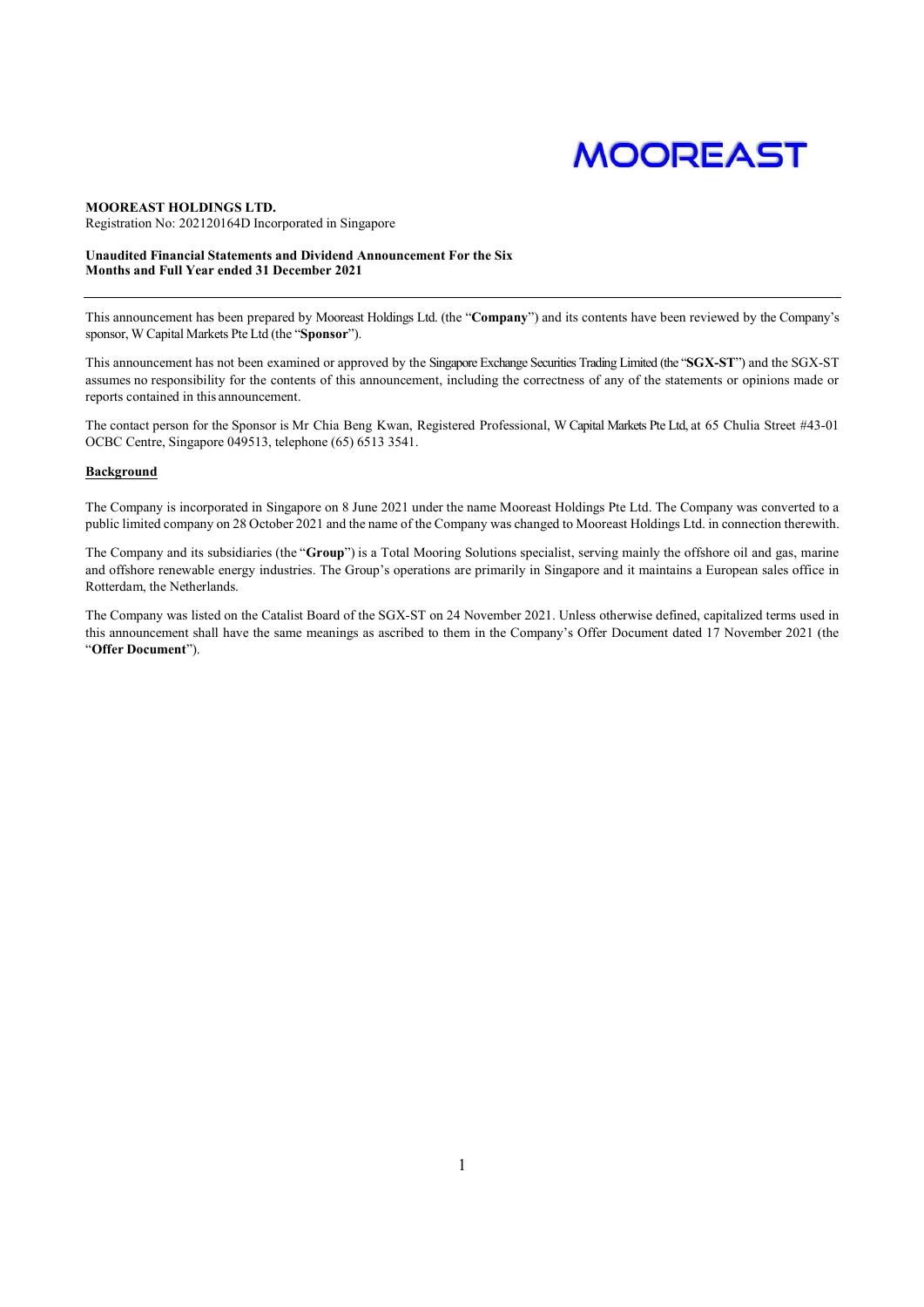MOOREAST

**MOOREAST HOLDINGS LTD.**
Registration No: 202120164D Incorporated in Singapore

**Unaudited Financial Statements and Dividend Announcement For the Six Months and Full Year ended 31 December 2021**

---

This announcement has been prepared by Mooreast Holdings Ltd. (the "**Company**") and its contents have been reviewed by the Company's sponsor, W Capital Markets Pte Ltd (the "**Sponsor**").

This announcement has not been examined or approved by the Singapore Exchange Securities Trading Limited (the "**SGX-ST**") and the SGX-ST assumes no responsibility for the contents of this announcement, including the correctness of any of the statements or opinions made or reports contained in this announcement.

The contact person for the Sponsor is Mr Chia Beng Kwan, Registered Professional, W Capital Markets Pte Ltd, at 65 Chulia Street #43-01 OCBC Centre, Singapore 049513, telephone (65) 6513 3541.

**Background**

The Company is incorporated in Singapore on 8 June 2021 under the name Mooreast Holdings Pte Ltd. The Company was converted to a public limited company on 28 October 2021 and the name of the Company was changed to Mooreast Holdings Ltd. in connection therewith.

The Company and its subsidiaries (the "**Group**") is a Total Mooring Solutions specialist, serving mainly the offshore oil and gas, marine and offshore renewable energy industries. The Group's operations are primarily in Singapore and it maintains a European sales office in Rotterdam, the Netherlands.

The Company was listed on the Catalist Board of the SGX-ST on 24 November 2021. Unless otherwise defined, capitalized terms used in this announcement shall have the same meanings as ascribed to them in the Company's Offer Document dated 17 November 2021 (the "**Offer Document**").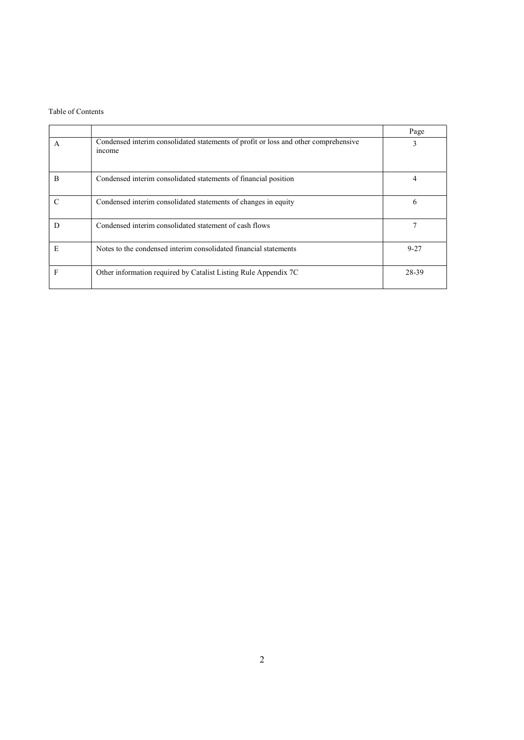Table of Contents

| | | Page |
|---|---|---|
| A | Condensed interim consolidated statements of profit or loss and other comprehensive income | 3 |
| B | Condensed interim consolidated statements of financial position | 4 |
| C | Condensed interim consolidated statements of changes in equity | 6 |
| D | Condensed interim consolidated statement of cash flows | 7 |
| E | Notes to the condensed interim consolidated financial statements | 9-27 |
| F | Other information required by Catalist Listing Rule Appendix 7C | 28-39 |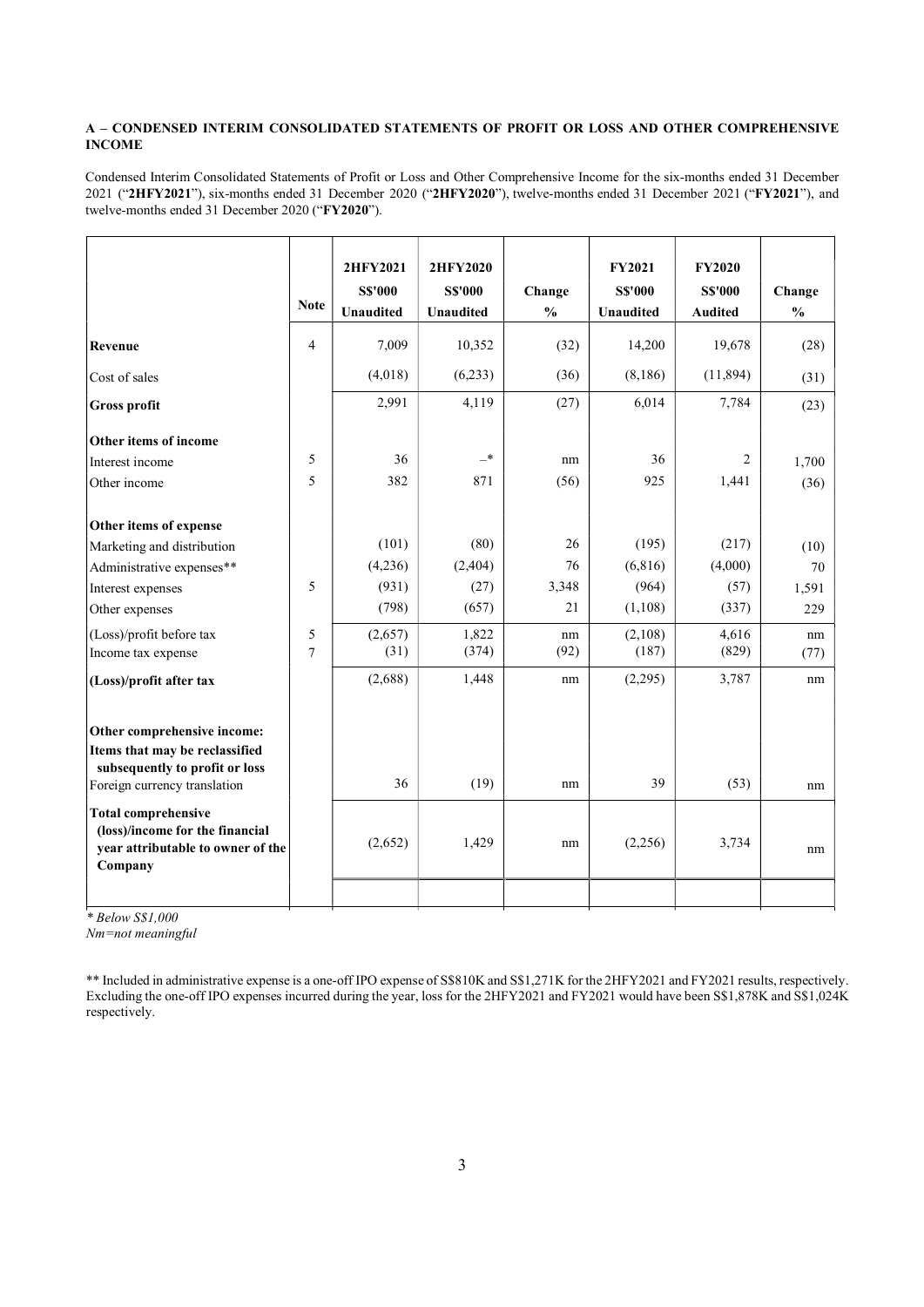**A – CONDENSED INTERIM CONSOLIDATED STATEMENTS OF PROFIT OR LOSS AND OTHER COMPREHENSIVE INCOME**

Condensed Interim Consolidated Statements of Profit or Loss and Other Comprehensive Income for the six-months ended 31 December 2021 ("**2HFY2021**"), six-months ended 31 December 2020 ("**2HFY2020**"), twelve-months ended 31 December 2021 ("**FY2021**"), and twelve-months ended 31 December 2020 ("**FY2020**").

| | Note | 2HFY2021 S$'000 Unaudited | 2HFY2020 S$'000 Unaudited | Change % | FY2021 S$'000 Unaudited | FY2020 S$'000 Audited | Change % |
|---|---|---|---|---|---|---|---|
| **Revenue** | 4 | 7,009 | 10,352 | (32) | 14,200 | 19,678 | (28) |
| Cost of sales | | (4,018) | (6,233) | (36) | (8,186) | (11,894) | (31) |
| **Gross profit** | | 2,991 | 4,119 | (27) | 6,014 | 7,784 | (23) |
| **Other items of income** | | | | | | | |
| Interest income | 5 | 36 | –* | nm | 36 | 2 | 1,700 |
| Other income | 5 | 382 | 871 | (56) | 925 | 1,441 | (36) |
| **Other items of expense** | | | | | | | |
| Marketing and distribution | | (101) | (80) | 26 | (195) | (217) | (10) |
| Administrative expenses** | | (4,236) | (2,404) | 76 | (6,816) | (4,000) | 70 |
| Interest expenses | 5 | (931) | (27) | 3,348 | (964) | (57) | 1,591 |
| Other expenses | | (798) | (657) | 21 | (1,108) | (337) | 229 |
| (Loss)/profit before tax | 5 | (2,657) | 1,822 | nm | (2,108) | 4,616 | nm |
| Income tax expense | 7 | (31) | (374) | (92) | (187) | (829) | (77) |
| **(Loss)/profit after tax** | | (2,688) | 1,448 | nm | (2,295) | 3,787 | nm |
| **Other comprehensive income:** | | | | | | | |
| **Items that may be reclassified subsequently to profit or loss** | | | | | | | |
| Foreign currency translation | | 36 | (19) | nm | 39 | (53) | nm |
| **Total comprehensive (loss)/income for the financial year attributable to owner of the Company** | | (2,652) | 1,429 | nm | (2,256) | 3,734 | nm |

*\* Below S$1,000*
*Nm=not meaningful*

** Included in administrative expense is a one-off IPO expense of S$810K and S$1,271K for the 2HFY2021 and FY2021 results, respectively. Excluding the one-off IPO expenses incurred during the year, loss for the 2HFY2021 and FY2021 would have been S$1,878K and S$1,024K respectively.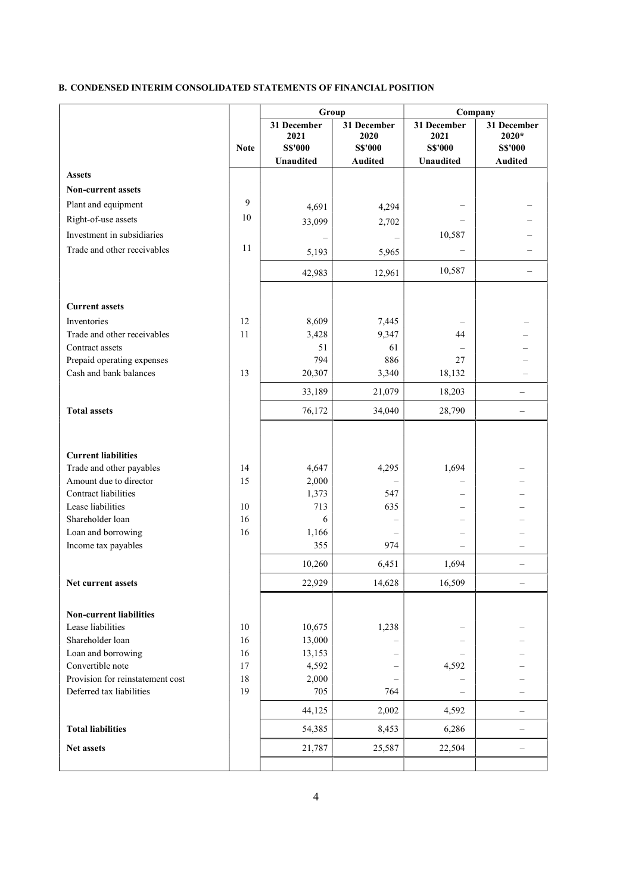**B. CONDENSED INTERIM CONSOLIDATED STATEMENTS OF FINANCIAL POSITION**

| | | Group | | Company | |
|---|---|---|---|---|---|
| | Note | 31 December 2021 S$'000 Unaudited | 31 December 2020 S$'000 Audited | 31 December 2021 S$'000 Unaudited | 31 December 2020* S$'000 Audited |
| **Assets** | | | | | |
| **Non-current assets** | | | | | |
| Plant and equipment | 9 | 4,691 | 4,294 | – | – |
| Right-of-use assets | 10 | 33,099 | 2,702 | – | – |
| Investment in subsidiaries | | – | – | 10,587 | – |
| Trade and other receivables | 11 | 5,193 | 5,965 | – | – |
| | | 42,983 | 12,961 | 10,587 | – |
| **Current assets** | | | | | |
| Inventories | 12 | 8,609 | 7,445 | – | – |
| Trade and other receivables | 11 | 3,428 | 9,347 | 44 | – |
| Contract assets | | 51 | 61 | – | – |
| Prepaid operating expenses | | 794 | 886 | 27 | – |
| Cash and bank balances | 13 | 20,307 | 3,340 | 18,132 | – |
| | | 33,189 | 21,079 | 18,203 | – |
| **Total assets** | | 76,172 | 34,040 | 28,790 | – |
| **Current liabilities** | | | | | |
| Trade and other payables | 14 | 4,647 | 4,295 | 1,694 | – |
| Amount due to director | 15 | 2,000 | – | – | – |
| Contract liabilities | | 1,373 | 547 | – | – |
| Lease liabilities | 10 | 713 | 635 | – | – |
| Shareholder loan | 16 | 6 | – | – | – |
| Loan and borrowing | 16 | 1,166 | – | – | – |
| Income tax payables | | 355 | 974 | – | – |
| | | 10,260 | 6,451 | 1,694 | – |
| **Net current assets** | | 22,929 | 14,628 | 16,509 | – |
| **Non-current liabilities** | | | | | |
| Lease liabilities | 10 | 10,675 | 1,238 | – | – |
| Shareholder loan | 16 | 13,000 | – | – | – |
| Loan and borrowing | 16 | 13,153 | – | – | – |
| Convertible note | 17 | 4,592 | – | 4,592 | – |
| Provision for reinstatement cost | 18 | 2,000 | – | – | – |
| Deferred tax liabilities | 19 | 705 | 764 | – | – |
| | | 44,125 | 2,002 | 4,592 | – |
| **Total liabilities** | | 54,385 | 8,453 | 6,286 | – |
| **Net assets** | | 21,787 | 25,587 | 22,504 | – |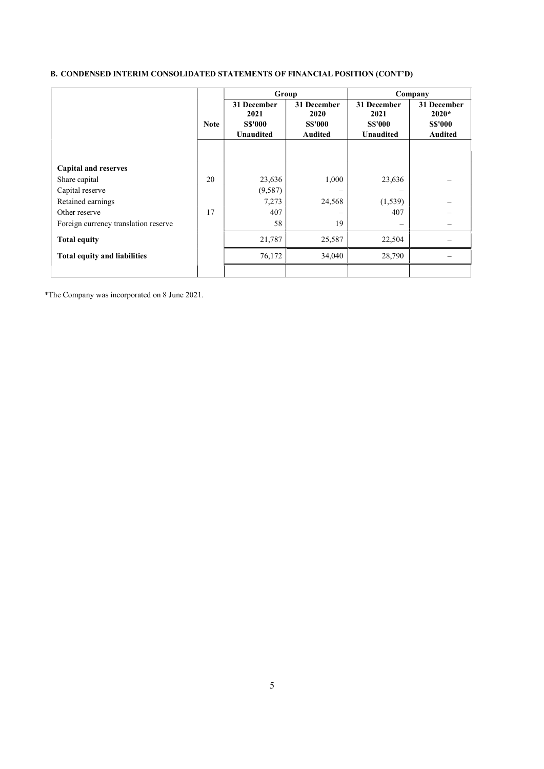### B. CONDENSED INTERIM CONSOLIDATED STATEMENTS OF FINANCIAL POSITION (CONT'D)

| | | Group | | Company | |
|---|---|---|---|---|---|
| | Note | 31 December 2021 S$'000 Unaudited | 31 December 2020 S$'000 Audited | 31 December 2021 S$'000 Unaudited | 31 December 2020* S$'000 Audited |
| **Capital and reserves** | | | | | |
| Share capital | 20 | 23,636 | 1,000 | 23,636 | – |
| Capital reserve | | (9,587) | – | – | |
| Retained earnings | | 7,273 | 24,568 | (1,539) | – |
| Other reserve | 17 | 407 | – | 407 | – |
| Foreign currency translation reserve | | 58 | 19 | – | – |
| **Total equity** | | 21,787 | 25,587 | 22,504 | – |
| **Total equity and liabilities** | | 76,172 | 34,040 | 28,790 | – |

*The Company was incorporated on 8 June 2021.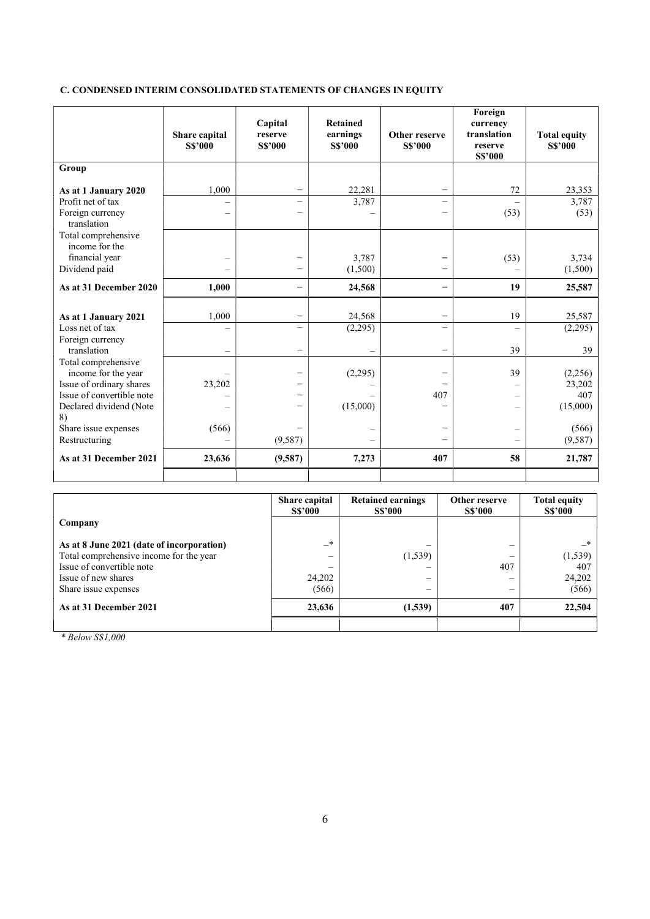### C. CONDENSED INTERIM CONSOLIDATED STATEMENTS OF CHANGES IN EQUITY

| | Share capital S$'000 | Capital reserve S$'000 | Retained earnings S$'000 | Other reserve S$'000 | Foreign currency translation reserve S$'000 | Total equity S$'000 |
|---|---|---|---|---|---|---|
| **Group** | | | | | | |
| **As at 1 January 2020** | 1,000 | – | 22,281 | – | 72 | 23,353 |
| Profit net of tax | – | – | 3,787 | – | – | 3,787 |
| Foreign currency translation | – | – | – | – | (53) | (53) |
| Total comprehensive income for the financial year | – | – | 3,787 | – | (53) | 3,734 |
| Dividend paid | – | – | (1,500) | – | – | (1,500) |
| **As at 31 December 2020** | **1,000** | **–** | **24,568** | **–** | **19** | **25,587** |
| | | | | | | |
| **As at 1 January 2021** | 1,000 | – | 24,568 | – | 19 | 25,587 |
| Loss net of tax | – | – | (2,295) | – | – | (2,295) |
| Foreign currency translation | – | – | – | – | 39 | 39 |
| Total comprehensive income for the year | – | – | (2,295) | – | 39 | (2,256) |
| Issue of ordinary shares | 23,202 | – | – | – | – | 23,202 |
| Issue of convertible note | – | – | – | 407 | – | 407 |
| Declared dividend (Note 8) | – | – | (15,000) | – | – | (15,000) |
| Share issue expenses | (566) | – | – | – | – | (566) |
| Restructuring | – | (9,587) | – | – | – | (9,587) |
| **As at 31 December 2021** | **23,636** | **(9,587)** | **7,273** | **407** | **58** | **21,787** |

| | Share capital S$'000 | Retained earnings S$'000 | Other reserve S$'000 | Total equity S$'000 |
|---|---|---|---|---|
| **Company** | | | | |
| **As at 8 June 2021 (date of incorporation)** | –* | – | – | –* |
| Total comprehensive income for the year | – | (1,539) | – | (1,539) |
| Issue of convertible note | – | – | 407 | 407 |
| Issue of new shares | 24,202 | – | – | 24,202 |
| Share issue expenses | (566) | – | – | (566) |
| **As at 31 December 2021** | **23,636** | **(1,539)** | **407** | **22,504** |

*\* Below S$1,000*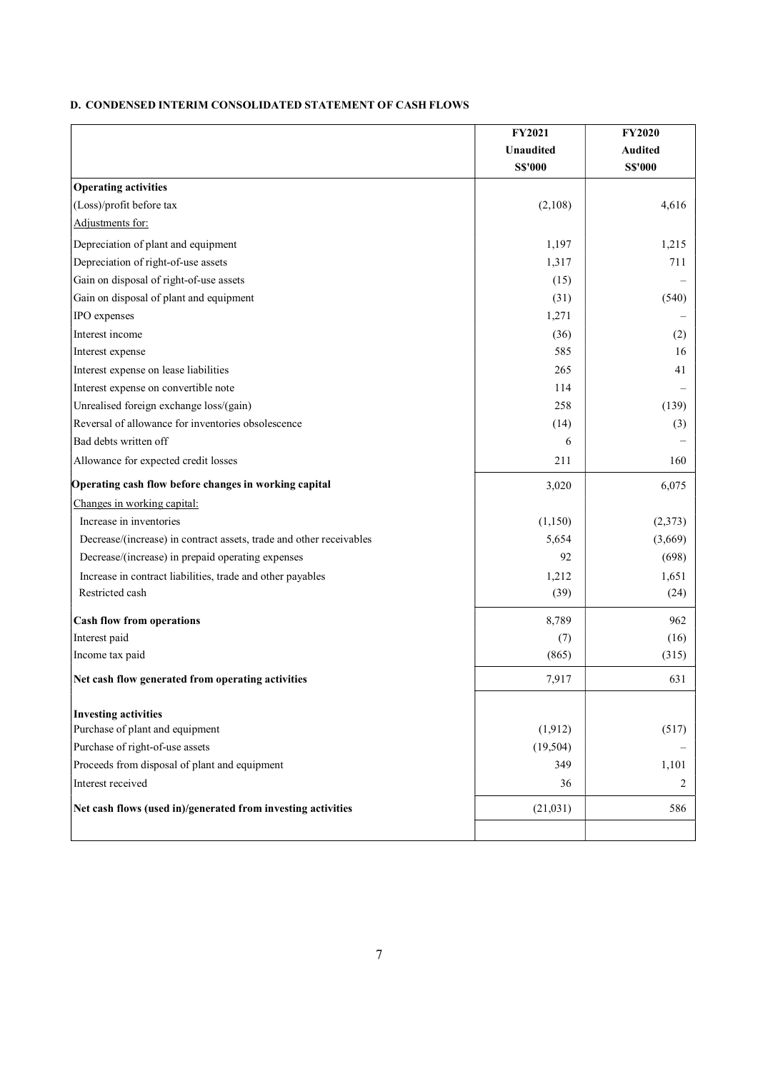**D. CONDENSED INTERIM CONSOLIDATED STATEMENT OF CASH FLOWS**

| | FY2021<br>Unaudited<br>S$'000 | FY2020<br>Audited<br>S$'000 |
|---|---|---|
| **Operating activities** | | |
| (Loss)/profit before tax | (2,108) | 4,616 |
| Adjustments for: | | |
| Depreciation of plant and equipment | 1,197 | 1,215 |
| Depreciation of right-of-use assets | 1,317 | 711 |
| Gain on disposal of right-of-use assets | (15) | – |
| Gain on disposal of plant and equipment | (31) | (540) |
| IPO expenses | 1,271 | – |
| Interest income | (36) | (2) |
| Interest expense | 585 | 16 |
| Interest expense on lease liabilities | 265 | 41 |
| Interest expense on convertible note | 114 | – |
| Unrealised foreign exchange loss/(gain) | 258 | (139) |
| Reversal of allowance for inventories obsolescence | (14) | (3) |
| Bad debts written off | 6 | – |
| Allowance for expected credit losses | 211 | 160 |
| **Operating cash flow before changes in working capital** | 3,020 | 6,075 |
| Changes in working capital: | | |
| Increase in inventories | (1,150) | (2,373) |
| Decrease/(increase) in contract assets, trade and other receivables | 5,654 | (3,669) |
| Decrease/(increase) in prepaid operating expenses | 92 | (698) |
| Increase in contract liabilities, trade and other payables | 1,212 | 1,651 |
| Restricted cash | (39) | (24) |
| **Cash flow from operations** | 8,789 | 962 |
| Interest paid | (7) | (16) |
| Income tax paid | (865) | (315) |
| **Net cash flow generated from operating activities** | 7,917 | 631 |
| **Investing activities** | | |
| Purchase of plant and equipment | (1,912) | (517) |
| Purchase of right-of-use assets | (19,504) | – |
| Proceeds from disposal of plant and equipment | 349 | 1,101 |
| Interest received | 36 | 2 |
| **Net cash flows (used in)/generated from investing activities** | (21,031) | 586 |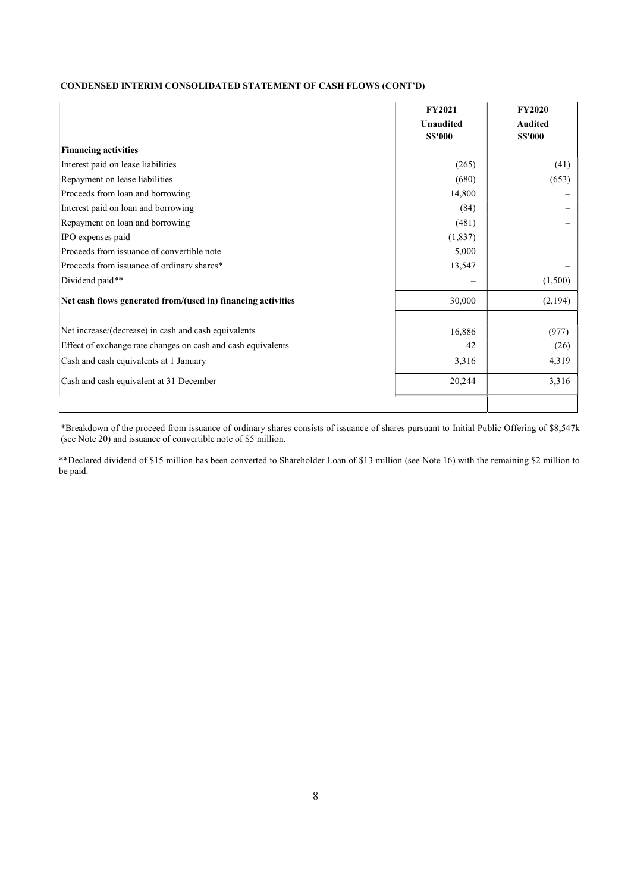**CONDENSED INTERIM CONSOLIDATED STATEMENT OF CASH FLOWS (CONT'D)**

| | FY2021 Unaudited S$'000 | FY2020 Audited S$'000 |
|---|---|---|
| **Financing activities** | | |
| Interest paid on lease liabilities | (265) | (41) |
| Repayment on lease liabilities | (680) | (653) |
| Proceeds from loan and borrowing | 14,800 | – |
| Interest paid on loan and borrowing | (84) | – |
| Repayment on loan and borrowing | (481) | – |
| IPO expenses paid | (1,837) | – |
| Proceeds from issuance of convertible note | 5,000 | – |
| Proceeds from issuance of ordinary shares* | 13,547 | – |
| Dividend paid** | – | (1,500) |
| **Net cash flows generated from/(used in) financing activities** | 30,000 | (2,194) |
| | | |
| Net increase/(decrease) in cash and cash equivalents | 16,886 | (977) |
| Effect of exchange rate changes on cash and cash equivalents | 42 | (26) |
| Cash and cash equivalents at 1 January | 3,316 | 4,319 |
| Cash and cash equivalent at 31 December | 20,244 | 3,316 |

*Breakdown of the proceed from issuance of ordinary shares consists of issuance of shares pursuant to Initial Public Offering of $8,547k (see Note 20) and issuance of convertible note of $5 million.

**Declared dividend of $15 million has been converted to Shareholder Loan of $13 million (see Note 16) with the remaining $2 million to be paid.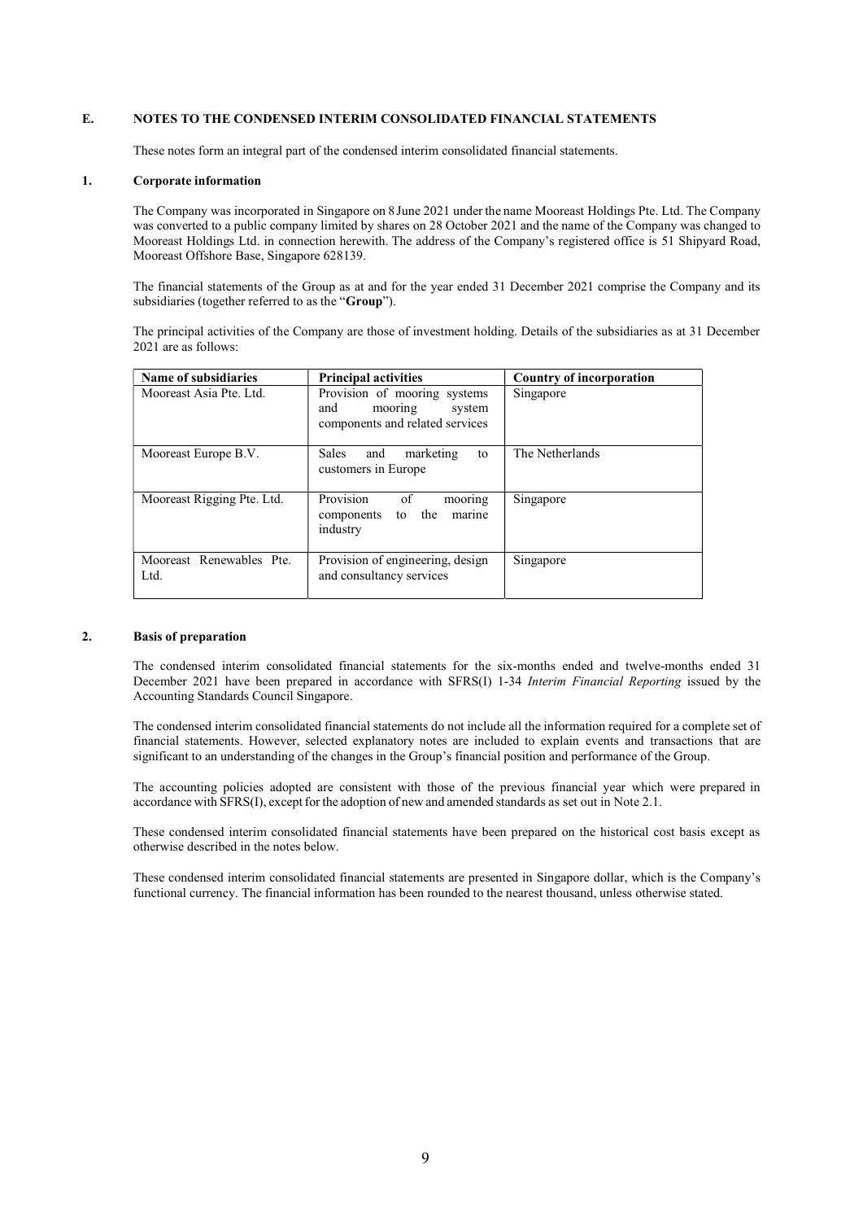## E. NOTES TO THE CONDENSED INTERIM CONSOLIDATED FINANCIAL STATEMENTS

These notes form an integral part of the condensed interim consolidated financial statements.

### 1. Corporate information

The Company was incorporated in Singapore on 8 June 2021 under the name Mooreast Holdings Pte. Ltd. The Company was converted to a public company limited by shares on 28 October 2021 and the name of the Company was changed to Mooreast Holdings Ltd. in connection herewith. The address of the Company's registered office is 51 Shipyard Road, Mooreast Offshore Base, Singapore 628139.

The financial statements of the Group as at and for the year ended 31 December 2021 comprise the Company and its subsidiaries (together referred to as the "**Group**").

The principal activities of the Company are those of investment holding. Details of the subsidiaries as at 31 December 2021 are as follows:

| Name of subsidiaries | Principal activities | Country of incorporation |
|---|---|---|
| Mooreast Asia Pte. Ltd. | Provision of mooring systems and mooring system components and related services | Singapore |
| Mooreast Europe B.V. | Sales and marketing to customers in Europe | The Netherlands |
| Mooreast Rigging Pte. Ltd. | Provision of mooring components to the marine industry | Singapore |
| Mooreast Renewables Pte. Ltd. | Provision of engineering, design and consultancy services | Singapore |

### 2. Basis of preparation

The condensed interim consolidated financial statements for the six-months ended and twelve-months ended 31 December 2021 have been prepared in accordance with SFRS(I) 1-34 *Interim Financial Reporting* issued by the Accounting Standards Council Singapore.

The condensed interim consolidated financial statements do not include all the information required for a complete set of financial statements. However, selected explanatory notes are included to explain events and transactions that are significant to an understanding of the changes in the Group's financial position and performance of the Group.

The accounting policies adopted are consistent with those of the previous financial year which were prepared in accordance with SFRS(I), except for the adoption of new and amended standards as set out in Note 2.1.

These condensed interim consolidated financial statements have been prepared on the historical cost basis except as otherwise described in the notes below.

These condensed interim consolidated financial statements are presented in Singapore dollar, which is the Company's functional currency. The financial information has been rounded to the nearest thousand, unless otherwise stated.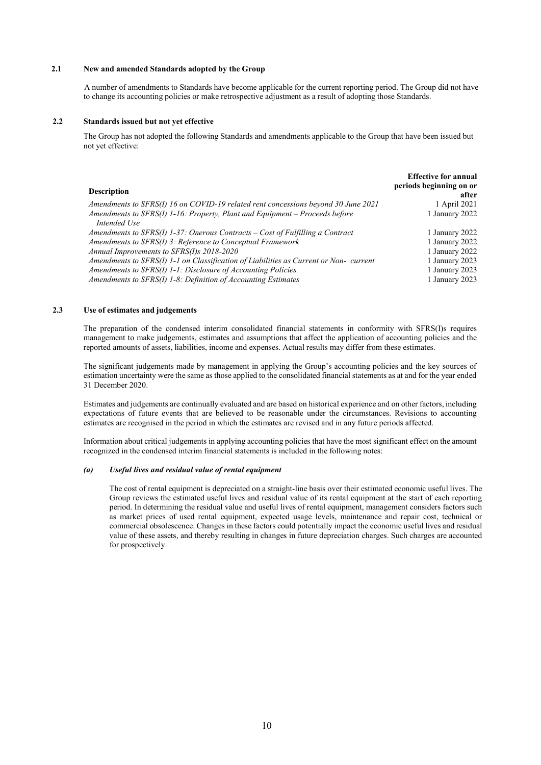### 2.1 New and amended Standards adopted by the Group

A number of amendments to Standards have become applicable for the current reporting period. The Group did not have to change its accounting policies or make retrospective adjustment as a result of adopting those Standards.

### 2.2 Standards issued but not yet effective

The Group has not adopted the following Standards and amendments applicable to the Group that have been issued but not yet effective:

| Description | Effective for annual periods beginning on or after |
|---|---|
| *Amendments to SFRS(I) 16 on COVID-19 related rent concessions beyond 30 June 2021* | 1 April 2021 |
| *Amendments to SFRS(I) 1-16: Property, Plant and Equipment – Proceeds before Intended Use* | 1 January 2022 |
| *Amendments to SFRS(I) 1-37: Onerous Contracts – Cost of Fulfilling a Contract* | 1 January 2022 |
| *Amendments to SFRS(I) 3: Reference to Conceptual Framework* | 1 January 2022 |
| *Annual Improvements to SFRS(I)s 2018-2020* | 1 January 2022 |
| *Amendments to SFRS(I) 1-1 on Classification of Liabilities as Current or Non- current* | 1 January 2023 |
| *Amendments to SFRS(I) 1-1: Disclosure of Accounting Policies* | 1 January 2023 |
| *Amendments to SFRS(I) 1-8: Definition of Accounting Estimates* | 1 January 2023 |

### 2.3 Use of estimates and judgements

The preparation of the condensed interim consolidated financial statements in conformity with SFRS(I)s requires management to make judgements, estimates and assumptions that affect the application of accounting policies and the reported amounts of assets, liabilities, income and expenses. Actual results may differ from these estimates.

The significant judgements made by management in applying the Group's accounting policies and the key sources of estimation uncertainty were the same as those applied to the consolidated financial statements as at and for the year ended 31 December 2020.

Estimates and judgements are continually evaluated and are based on historical experience and on other factors, including expectations of future events that are believed to be reasonable under the circumstances. Revisions to accounting estimates are recognised in the period in which the estimates are revised and in any future periods affected.

Information about critical judgements in applying accounting policies that have the most significant effect on the amount recognized in the condensed interim financial statements is included in the following notes:

#### *(a) Useful lives and residual value of rental equipment*

The cost of rental equipment is depreciated on a straight-line basis over their estimated economic useful lives. The Group reviews the estimated useful lives and residual value of its rental equipment at the start of each reporting period. In determining the residual value and useful lives of rental equipment, management considers factors such as market prices of used rental equipment, expected usage levels, maintenance and repair cost, technical or commercial obsolescence. Changes in these factors could potentially impact the economic useful lives and residual value of these assets, and thereby resulting in changes in future depreciation charges. Such charges are accounted for prospectively.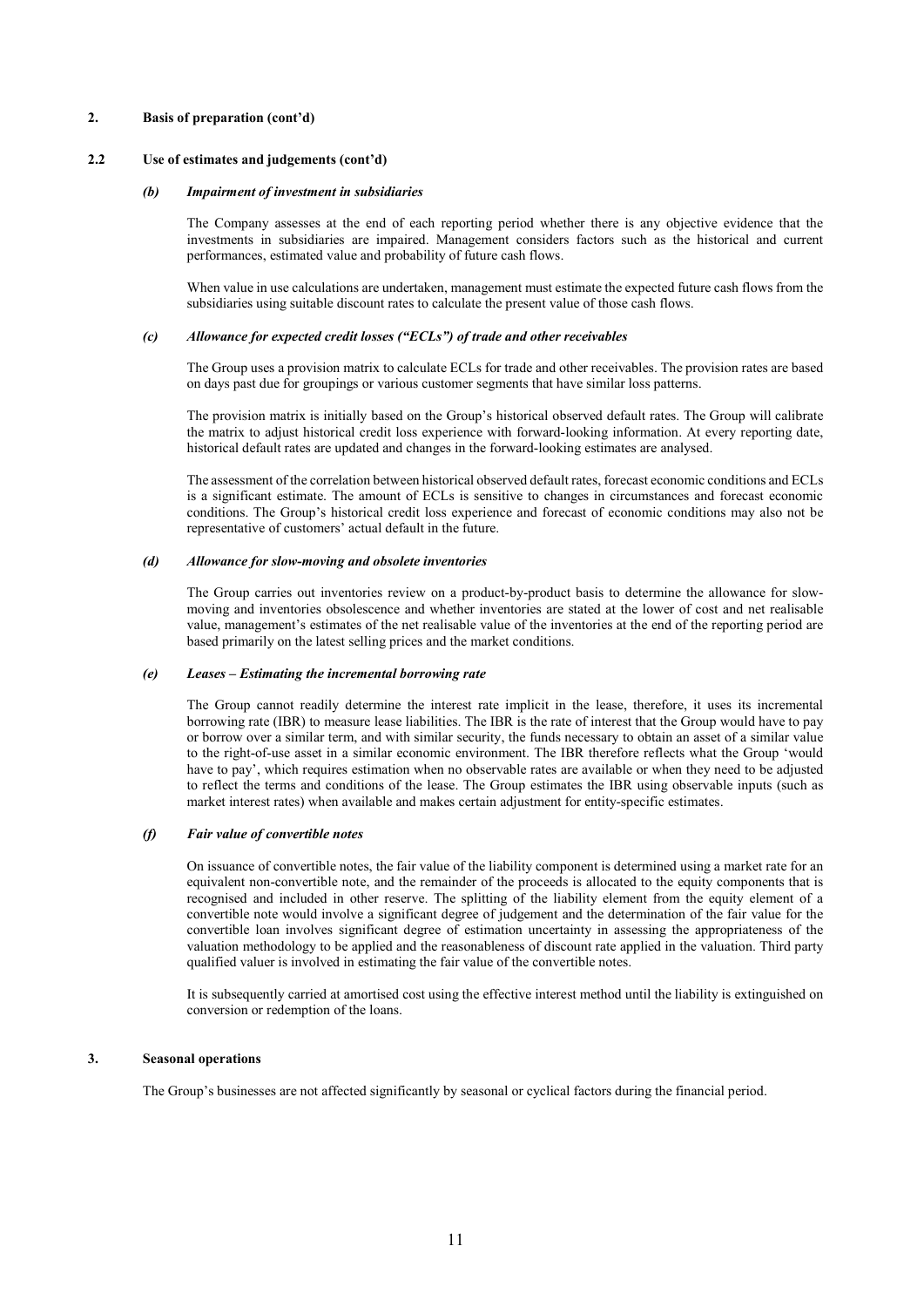## 2. Basis of preparation (cont'd)

### 2.2 Use of estimates and judgements (cont'd)

#### *(b) Impairment of investment in subsidiaries*

The Company assesses at the end of each reporting period whether there is any objective evidence that the investments in subsidiaries are impaired. Management considers factors such as the historical and current performances, estimated value and probability of future cash flows.

When value in use calculations are undertaken, management must estimate the expected future cash flows from the subsidiaries using suitable discount rates to calculate the present value of those cash flows.

#### *(c) Allowance for expected credit losses ("ECLs") of trade and other receivables*

The Group uses a provision matrix to calculate ECLs for trade and other receivables. The provision rates are based on days past due for groupings or various customer segments that have similar loss patterns.

The provision matrix is initially based on the Group's historical observed default rates. The Group will calibrate the matrix to adjust historical credit loss experience with forward-looking information. At every reporting date, historical default rates are updated and changes in the forward-looking estimates are analysed.

The assessment of the correlation between historical observed default rates, forecast economic conditions and ECLs is a significant estimate. The amount of ECLs is sensitive to changes in circumstances and forecast economic conditions. The Group's historical credit loss experience and forecast of economic conditions may also not be representative of customers' actual default in the future.

#### *(d) Allowance for slow-moving and obsolete inventories*

The Group carries out inventories review on a product-by-product basis to determine the allowance for slow-moving and inventories obsolescence and whether inventories are stated at the lower of cost and net realisable value, management's estimates of the net realisable value of the inventories at the end of the reporting period are based primarily on the latest selling prices and the market conditions.

#### *(e) Leases – Estimating the incremental borrowing rate*

The Group cannot readily determine the interest rate implicit in the lease, therefore, it uses its incremental borrowing rate (IBR) to measure lease liabilities. The IBR is the rate of interest that the Group would have to pay or borrow over a similar term, and with similar security, the funds necessary to obtain an asset of a similar value to the right-of-use asset in a similar economic environment. The IBR therefore reflects what the Group 'would have to pay', which requires estimation when no observable rates are available or when they need to be adjusted to reflect the terms and conditions of the lease. The Group estimates the IBR using observable inputs (such as market interest rates) when available and makes certain adjustment for entity-specific estimates.

#### *(f) Fair value of convertible notes*

On issuance of convertible notes, the fair value of the liability component is determined using a market rate for an equivalent non-convertible note, and the remainder of the proceeds is allocated to the equity components that is recognised and included in other reserve. The splitting of the liability element from the equity element of a convertible note would involve a significant degree of judgement and the determination of the fair value for the convertible loan involves significant degree of estimation uncertainty in assessing the appropriateness of the valuation methodology to be applied and the reasonableness of discount rate applied in the valuation. Third party qualified valuer is involved in estimating the fair value of the convertible notes.

It is subsequently carried at amortised cost using the effective interest method until the liability is extinguished on conversion or redemption of the loans.

## 3. Seasonal operations

The Group's businesses are not affected significantly by seasonal or cyclical factors during the financial period.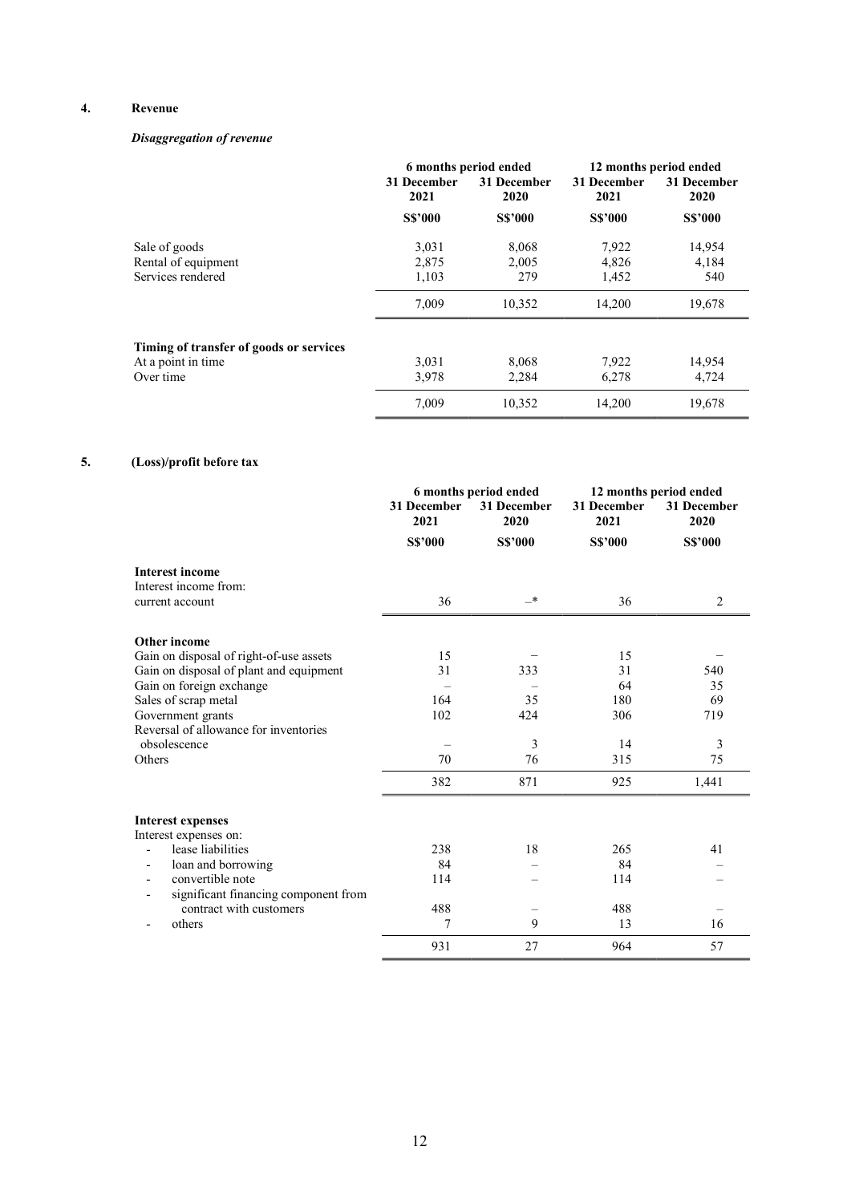## 4. Revenue

### *Disaggregation of revenue*

| | 6 months period ended | | 12 months period ended | |
|---|---|---|---|---|
| | 31 December 2021 | 31 December 2020 | 31 December 2021 | 31 December 2020 |
| | S$'000 | S$'000 | S$'000 | S$'000 |
| Sale of goods | 3,031 | 8,068 | 7,922 | 14,954 |
| Rental of equipment | 2,875 | 2,005 | 4,826 | 4,184 |
| Services rendered | 1,103 | 279 | 1,452 | 540 |
| | 7,009 | 10,352 | 14,200 | 19,678 |
| **Timing of transfer of goods or services** | | | | |
| At a point in time | 3,031 | 8,068 | 7,922 | 14,954 |
| Over time | 3,978 | 2,284 | 6,278 | 4,724 |
| | 7,009 | 10,352 | 14,200 | 19,678 |

## 5. (Loss)/profit before tax

| | 6 months period ended | | 12 months period ended | |
|---|---|---|---|---|
| | 31 December 2021 | 31 December 2020 | 31 December 2021 | 31 December 2020 |
| | S$'000 | S$'000 | S$'000 | S$'000 |
| **Interest income** | | | | |
| Interest income from: | | | | |
| current account | 36 | –* | 36 | 2 |
| **Other income** | | | | |
| Gain on disposal of right-of-use assets | 15 | – | 15 | – |
| Gain on disposal of plant and equipment | 31 | 333 | 31 | 540 |
| Gain on foreign exchange | – | – | 64 | 35 |
| Sales of scrap metal | 164 | 35 | 180 | 69 |
| Government grants | 102 | 424 | 306 | 719 |
| Reversal of allowance for inventories obsolescence | – | 3 | 14 | 3 |
| Others | 70 | 76 | 315 | 75 |
| | 382 | 871 | 925 | 1,441 |
| **Interest expenses** | | | | |
| Interest expenses on: | | | | |
| - lease liabilities | 238 | 18 | 265 | 41 |
| - loan and borrowing | 84 | – | 84 | – |
| - convertible note | 114 | – | 114 | – |
| - significant financing component from contract with customers | 488 | – | 488 | – |
| - others | 7 | 9 | 13 | 16 |
| | 931 | 27 | 964 | 57 |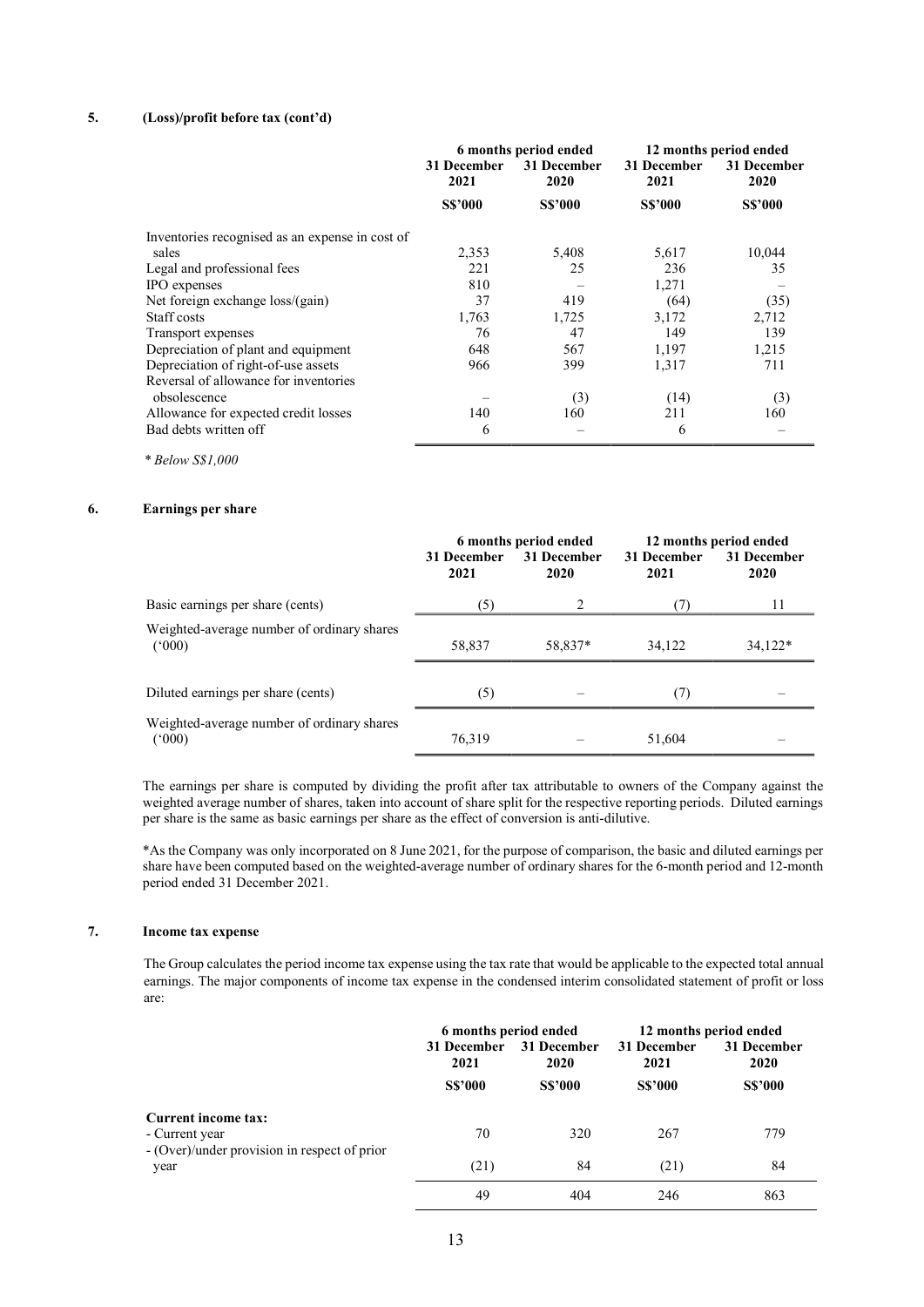## 5. (Loss)/profit before tax (cont'd)

| | 6 months period ended | | 12 months period ended | |
|---|---|---|---|---|
| | 31 December 2021 | 31 December 2020 | 31 December 2021 | 31 December 2020 |
| | S$'000 | S$'000 | S$'000 | S$'000 |
| Inventories recognised as an expense in cost of sales | 2,353 | 5,408 | 5,617 | 10,044 |
| Legal and professional fees | 221 | 25 | 236 | 35 |
| IPO expenses | 810 | – | 1,271 | – |
| Net foreign exchange loss/(gain) | 37 | 419 | (64) | (35) |
| Staff costs | 1,763 | 1,725 | 3,172 | 2,712 |
| Transport expenses | 76 | 47 | 149 | 139 |
| Depreciation of plant and equipment | 648 | 567 | 1,197 | 1,215 |
| Depreciation of right-of-use assets | 966 | 399 | 1,317 | 711 |
| Reversal of allowance for inventories obsolescence | – | (3) | (14) | (3) |
| Allowance for expected credit losses | 140 | 160 | 211 | 160 |
| Bad debts written off | 6 | – | 6 | – |

*\* Below S$1,000*

## 6. Earnings per share

| | 6 months period ended | | 12 months period ended | |
|---|---|---|---|---|
| | 31 December 2021 | 31 December 2020 | 31 December 2021 | 31 December 2020 |
| Basic earnings per share (cents) | (5) | 2 | (7) | 11 |
| Weighted-average number of ordinary shares ('000) | 58,837 | 58,837* | 34,122 | 34,122* |
| Diluted earnings per share (cents) | (5) | – | (7) | – |
| Weighted-average number of ordinary shares ('000) | 76,319 | – | 51,604 | – |

The earnings per share is computed by dividing the profit after tax attributable to owners of the Company against the weighted average number of shares, taken into account of share split for the respective reporting periods. Diluted earnings per share is the same as basic earnings per share as the effect of conversion is anti-dilutive.

*As the Company was only incorporated on 8 June 2021, for the purpose of comparison, the basic and diluted earnings per share have been computed based on the weighted-average number of ordinary shares for the 6-month period and 12-month period ended 31 December 2021.

## 7. Income tax expense

The Group calculates the period income tax expense using the tax rate that would be applicable to the expected total annual earnings. The major components of income tax expense in the condensed interim consolidated statement of profit or loss are:

| | 6 months period ended | | 12 months period ended | |
|---|---|---|---|---|
| | 31 December 2021 | 31 December 2020 | 31 December 2021 | 31 December 2020 |
| | S$'000 | S$'000 | S$'000 | S$'000 |
| **Current income tax:** | | | | |
| - Current year | 70 | 320 | 267 | 779 |
| - (Over)/under provision in respect of prior year | (21) | 84 | (21) | 84 |
| | 49 | 404 | 246 | 863 |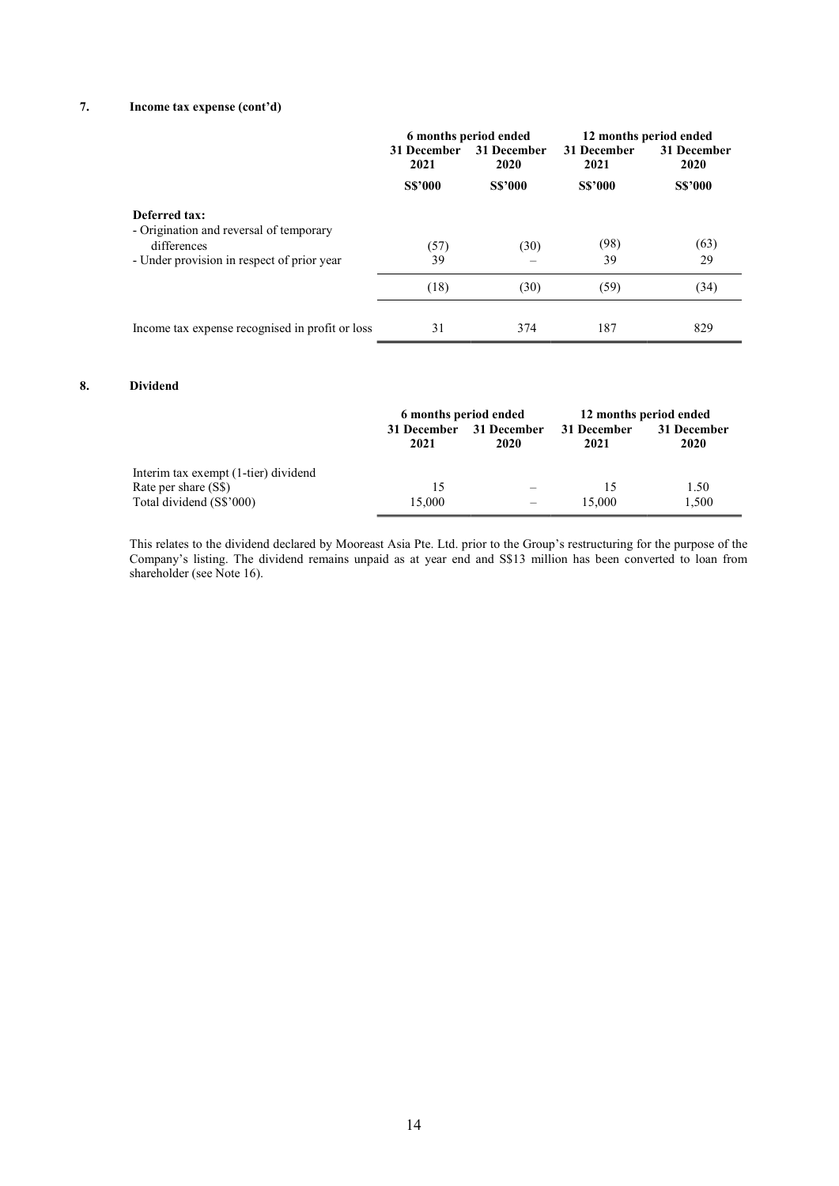### 7. Income tax expense (cont'd)

| | 6 months period ended | | 12 months period ended | |
|---|---|---|---|---|
| | 31 December 2021 | 31 December 2020 | 31 December 2021 | 31 December 2020 |
| | S$'000 | S$'000 | S$'000 | S$'000 |
| **Deferred tax:** | | | | |
| - Origination and reversal of temporary differences | (57) | (30) | (98) | (63) |
| - Under provision in respect of prior year | 39 | – | 39 | 29 |
| | (18) | (30) | (59) | (34) |
| Income tax expense recognised in profit or loss | 31 | 374 | 187 | 829 |

### 8. Dividend

| | 6 months period ended | | 12 months period ended | |
|---|---|---|---|---|
| | 31 December 2021 | 31 December 2020 | 31 December 2021 | 31 December 2020 |
| Interim tax exempt (1-tier) dividend | | | | |
| Rate per share (S$) | 15 | – | 15 | 1.50 |
| Total dividend (S$'000) | 15,000 | – | 15,000 | 1,500 |

This relates to the dividend declared by Mooreast Asia Pte. Ltd. prior to the Group's restructuring for the purpose of the Company's listing. The dividend remains unpaid as at year end and S$13 million has been converted to loan from shareholder (see Note 16).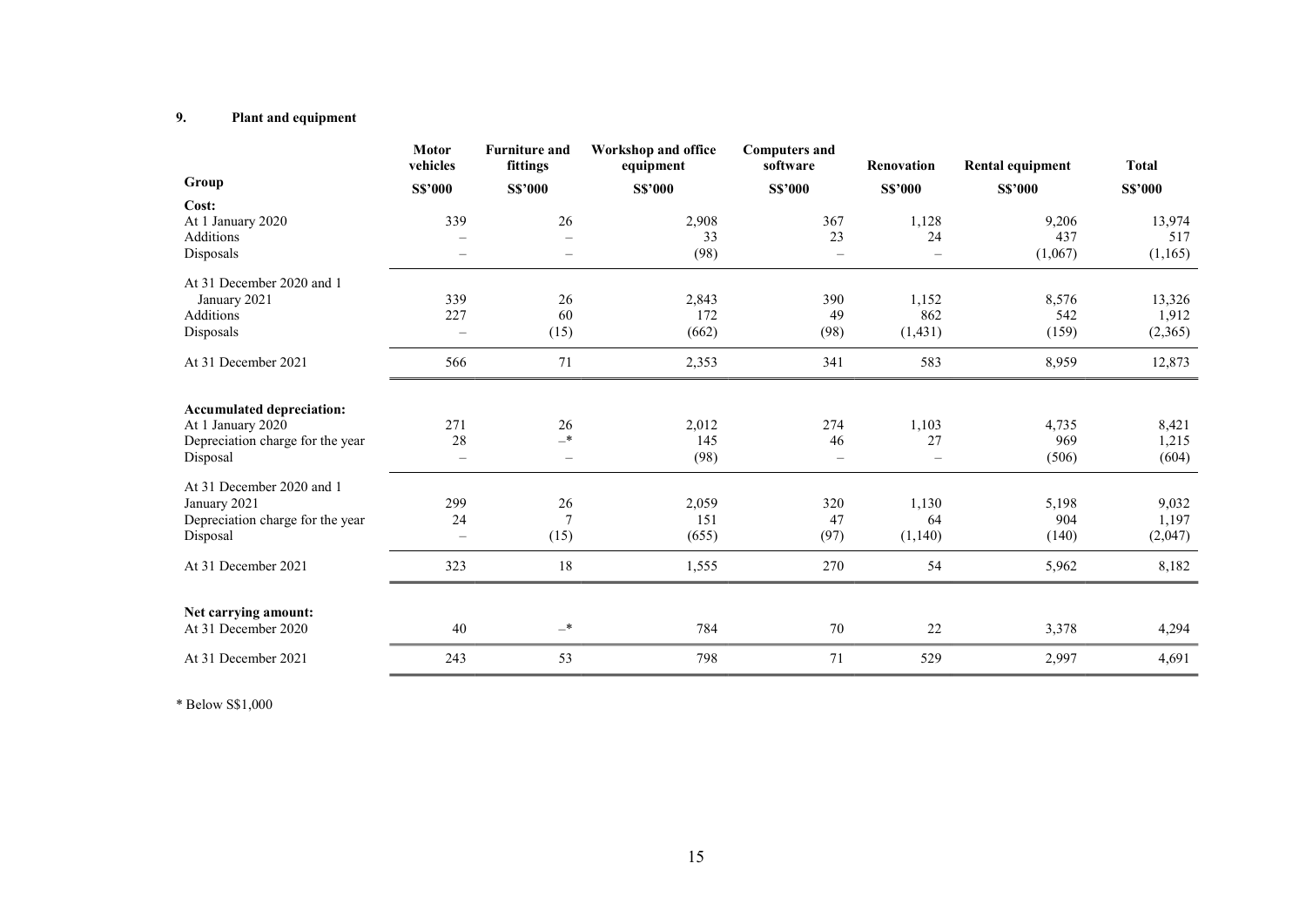## 9. Plant and equipment

| Group | Motor vehicles | Furniture and fittings | Workshop and office equipment | Computers and software | Renovation | Rental equipment | Total |
|---|---|---|---|---|---|---|---|
| | S$'000 | S$'000 | S$'000 | S$'000 | S$'000 | S$'000 | S$'000 |
| **Cost:** | | | | | | | |
| At 1 January 2020 | 339 | 26 | 2,908 | 367 | 1,128 | 9,206 | 13,974 |
| Additions | – | – | 33 | 23 | 24 | 437 | 517 |
| Disposals | – | – | (98) | – | – | (1,067) | (1,165) |
| At 31 December 2020 and 1 January 2021 | 339 | 26 | 2,843 | 390 | 1,152 | 8,576 | 13,326 |
| Additions | 227 | 60 | 172 | 49 | 862 | 542 | 1,912 |
| Disposals | – | (15) | (662) | (98) | (1,431) | (159) | (2,365) |
| At 31 December 2021 | 566 | 71 | 2,353 | 341 | 583 | 8,959 | 12,873 |
| **Accumulated depreciation:** | | | | | | | |
| At 1 January 2020 | 271 | 26 | 2,012 | 274 | 1,103 | 4,735 | 8,421 |
| Depreciation charge for the year | 28 | –* | 145 | 46 | 27 | 969 | 1,215 |
| Disposal | – | – | (98) | – | – | (506) | (604) |
| At 31 December 2020 and 1 January 2021 | 299 | 26 | 2,059 | 320 | 1,130 | 5,198 | 9,032 |
| Depreciation charge for the year | 24 | 7 | 151 | 47 | 64 | 904 | 1,197 |
| Disposal | – | (15) | (655) | (97) | (1,140) | (140) | (2,047) |
| At 31 December 2021 | 323 | 18 | 1,555 | 270 | 54 | 5,962 | 8,182 |
| **Net carrying amount:** | | | | | | | |
| At 31 December 2020 | 40 | –* | 784 | 70 | 22 | 3,378 | 4,294 |
| At 31 December 2021 | 243 | 53 | 798 | 71 | 529 | 2,997 | 4,691 |

* Below S$1,000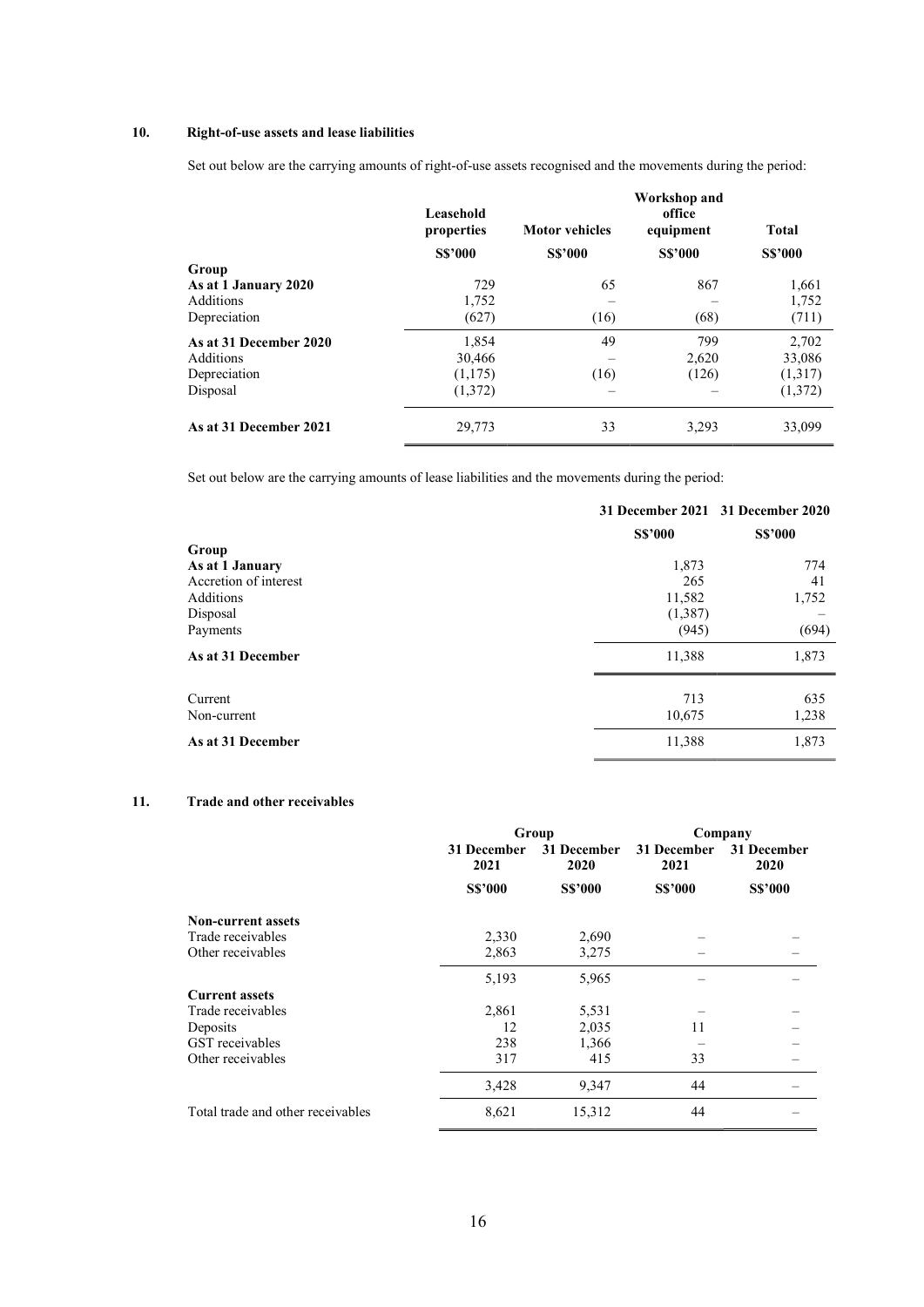## 10. Right-of-use assets and lease liabilities

Set out below are the carrying amounts of right-of-use assets recognised and the movements during the period:

| | Leasehold properties | Motor vehicles | Workshop and office equipment | Total |
|---|---|---|---|---|
| | S$'000 | S$'000 | S$'000 | S$'000 |
| **Group** | | | | |
| **As at 1 January 2020** | 729 | 65 | 867 | 1,661 |
| Additions | 1,752 | – | – | 1,752 |
| Depreciation | (627) | (16) | (68) | (711) |
| **As at 31 December 2020** | 1,854 | 49 | 799 | 2,702 |
| Additions | 30,466 | – | 2,620 | 33,086 |
| Depreciation | (1,175) | (16) | (126) | (1,317) |
| Disposal | (1,372) | – | – | (1,372) |
| **As at 31 December 2021** | 29,773 | 33 | 3,293 | 33,099 |

Set out below are the carrying amounts of lease liabilities and the movements during the period:

| | 31 December 2021 | 31 December 2020 |
|---|---|---|
| | S$'000 | S$'000 |
| **Group** | | |
| **As at 1 January** | 1,873 | 774 |
| Accretion of interest | 265 | 41 |
| Additions | 11,582 | 1,752 |
| Disposal | (1,387) | – |
| Payments | (945) | (694) |
| **As at 31 December** | 11,388 | 1,873 |
| Current | 713 | 635 |
| Non-current | 10,675 | 1,238 |
| **As at 31 December** | 11,388 | 1,873 |

## 11. Trade and other receivables

| | Group | | Company | |
|---|---|---|---|---|
| | 31 December 2021 | 31 December 2020 | 31 December 2021 | 31 December 2020 |
| | S$'000 | S$'000 | S$'000 | S$'000 |
| **Non-current assets** | | | | |
| Trade receivables | 2,330 | 2,690 | – | – |
| Other receivables | 2,863 | 3,275 | – | – |
| | 5,193 | 5,965 | – | – |
| **Current assets** | | | | |
| Trade receivables | 2,861 | 5,531 | – | – |
| Deposits | 12 | 2,035 | 11 | – |
| GST receivables | 238 | 1,366 | – | – |
| Other receivables | 317 | 415 | 33 | – |
| | 3,428 | 9,347 | 44 | – |
| Total trade and other receivables | 8,621 | 15,312 | 44 | – |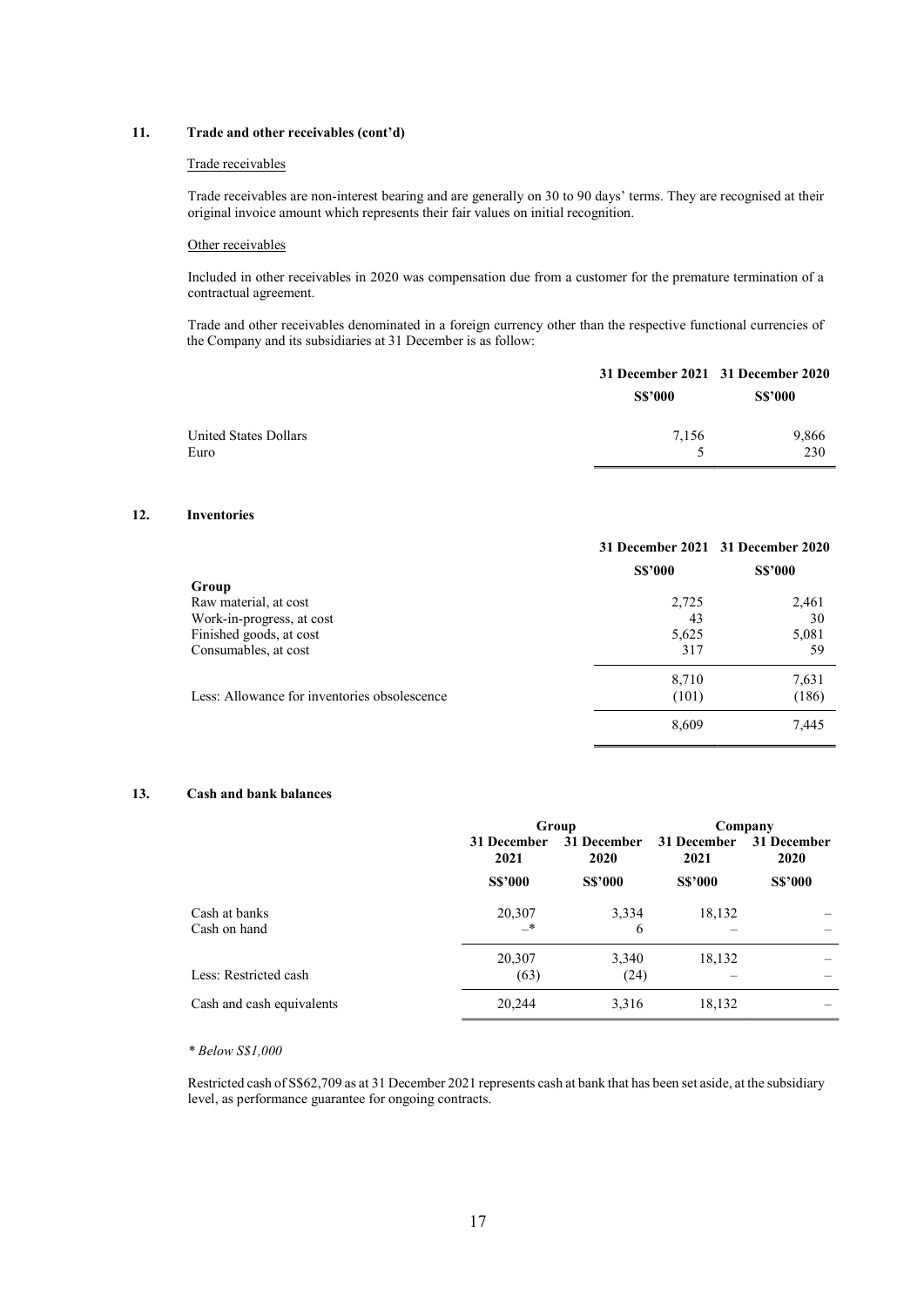## 11. Trade and other receivables (cont'd)

Trade receivables

Trade receivables are non-interest bearing and are generally on 30 to 90 days' terms. They are recognised at their original invoice amount which represents their fair values on initial recognition.

Other receivables

Included in other receivables in 2020 was compensation due from a customer for the premature termination of a contractual agreement.

Trade and other receivables denominated in a foreign currency other than the respective functional currencies of the Company and its subsidiaries at 31 December is as follow:

| | 31 December 2021 | 31 December 2020 |
|---|---|---|
| | S$'000 | S$'000 |
| United States Dollars | 7,156 | 9,866 |
| Euro | 5 | 230 |

## 12. Inventories

| | 31 December 2021 | 31 December 2020 |
|---|---|---|
| | S$'000 | S$'000 |
| **Group** | | |
| Raw material, at cost | 2,725 | 2,461 |
| Work-in-progress, at cost | 43 | 30 |
| Finished goods, at cost | 5,625 | 5,081 |
| Consumables, at cost | 317 | 59 |
| | 8,710 | 7,631 |
| Less: Allowance for inventories obsolescence | (101) | (186) |
| | 8,609 | 7,445 |

## 13. Cash and bank balances

| | Group | | Company | |
|---|---|---|---|---|
| | 31 December 2021 | 31 December 2020 | 31 December 2021 | 31 December 2020 |
| | S$'000 | S$'000 | S$'000 | S$'000 |
| Cash at banks | 20,307 | 3,334 | 18,132 | – |
| Cash on hand | –* | 6 | – | – |
| | 20,307 | 3,340 | 18,132 | – |
| Less: Restricted cash | (63) | (24) | – | – |
| Cash and cash equivalents | 20,244 | 3,316 | 18,132 | – |

*\* Below S$1,000*

Restricted cash of S$62,709 as at 31 December 2021 represents cash at bank that has been set aside, at the subsidiary level, as performance guarantee for ongoing contracts.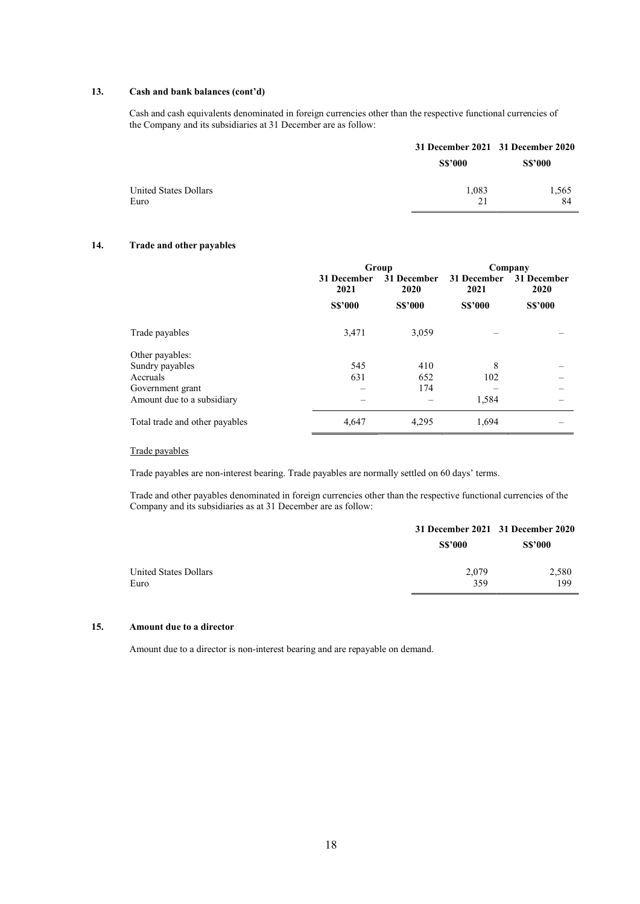## 13. Cash and bank balances (cont'd)

Cash and cash equivalents denominated in foreign currencies other than the respective functional currencies of the Company and its subsidiaries at 31 December are as follow:

| | 31 December 2021 | 31 December 2020 |
|---|---|---|
| | S$'000 | S$'000 |
| United States Dollars | 1,083 | 1,565 |
| Euro | 21 | 84 |

## 14. Trade and other payables

| | Group | | Company | |
|---|---|---|---|---|
| | 31 December 2021 | 31 December 2020 | 31 December 2021 | 31 December 2020 |
| | S$'000 | S$'000 | S$'000 | S$'000 |
| Trade payables | 3,471 | 3,059 | – | – |
| Other payables: | | | | |
| Sundry payables | 545 | 410 | 8 | – |
| Accruals | 631 | 652 | 102 | – |
| Government grant | – | 174 | – | – |
| Amount due to a subsidiary | – | – | 1,584 | – |
| Total trade and other payables | 4,647 | 4,295 | 1,694 | – |

Trade payables

Trade payables are non-interest bearing. Trade payables are normally settled on 60 days' terms.

Trade and other payables denominated in foreign currencies other than the respective functional currencies of the Company and its subsidiaries as at 31 December are as follow:

| | 31 December 2021 | 31 December 2020 |
|---|---|---|
| | S$'000 | S$'000 |
| United States Dollars | 2,079 | 2,580 |
| Euro | 359 | 199 |

## 15. Amount due to a director

Amount due to a director is non-interest bearing and are repayable on demand.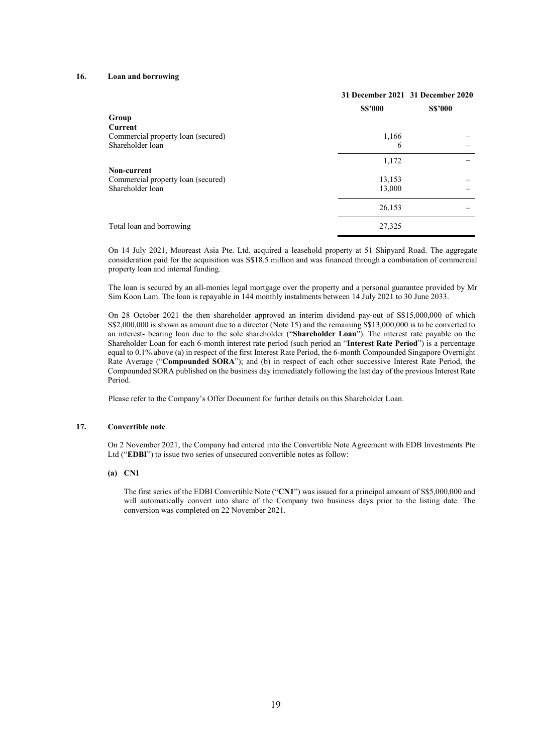## 16. Loan and borrowing

| | 31 December 2021 | 31 December 2020 |
|---|---|---|
| | S$'000 | S$'000 |
| **Group** | | |
| **Current** | | |
| Commercial property loan (secured) | 1,166 | – |
| Shareholder loan | 6 | – |
| | 1,172 | – |
| **Non-current** | | |
| Commercial property loan (secured) | 13,153 | – |
| Shareholder loan | 13,000 | – |
| | 26,153 | – |
| Total loan and borrowing | 27,325 | |

On 14 July 2021, Mooreast Asia Pte. Ltd. acquired a leasehold property at 51 Shipyard Road. The aggregate consideration paid for the acquisition was S$18.5 million and was financed through a combination of commercial property loan and internal funding.

The loan is secured by an all-monies legal mortgage over the property and a personal guarantee provided by Mr Sim Koon Lam. The loan is repayable in 144 monthly instalments between 14 July 2021 to 30 June 2033.

On 28 October 2021 the then shareholder approved an interim dividend pay-out of S$15,000,000 of which S$2,000,000 is shown as amount due to a director (Note 15) and the remaining S$13,000,000 is to be converted to an interest- bearing loan due to the sole shareholder ("**Shareholder Loan**"). The interest rate payable on the Shareholder Loan for each 6-month interest rate period (such period an "**Interest Rate Period**") is a percentage equal to 0.1% above (a) in respect of the first Interest Rate Period, the 6-month Compounded Singapore Overnight Rate Average ("**Compounded SORA**"); and (b) in respect of each other successive Interest Rate Period, the Compounded SORA published on the business day immediately following the last day of the previous Interest Rate Period.

Please refer to the Company's Offer Document for further details on this Shareholder Loan.

## 17. Convertible note

On 2 November 2021, the Company had entered into the Convertible Note Agreement with EDB Investments Pte Ltd ("**EDBI**") to issue two series of unsecured convertible notes as follow:

**(a) CN1**

The first series of the EDBI Convertible Note ("**CN1**") was issued for a principal amount of S$5,000,000 and will automatically convert into share of the Company two business days prior to the listing date. The conversion was completed on 22 November 2021.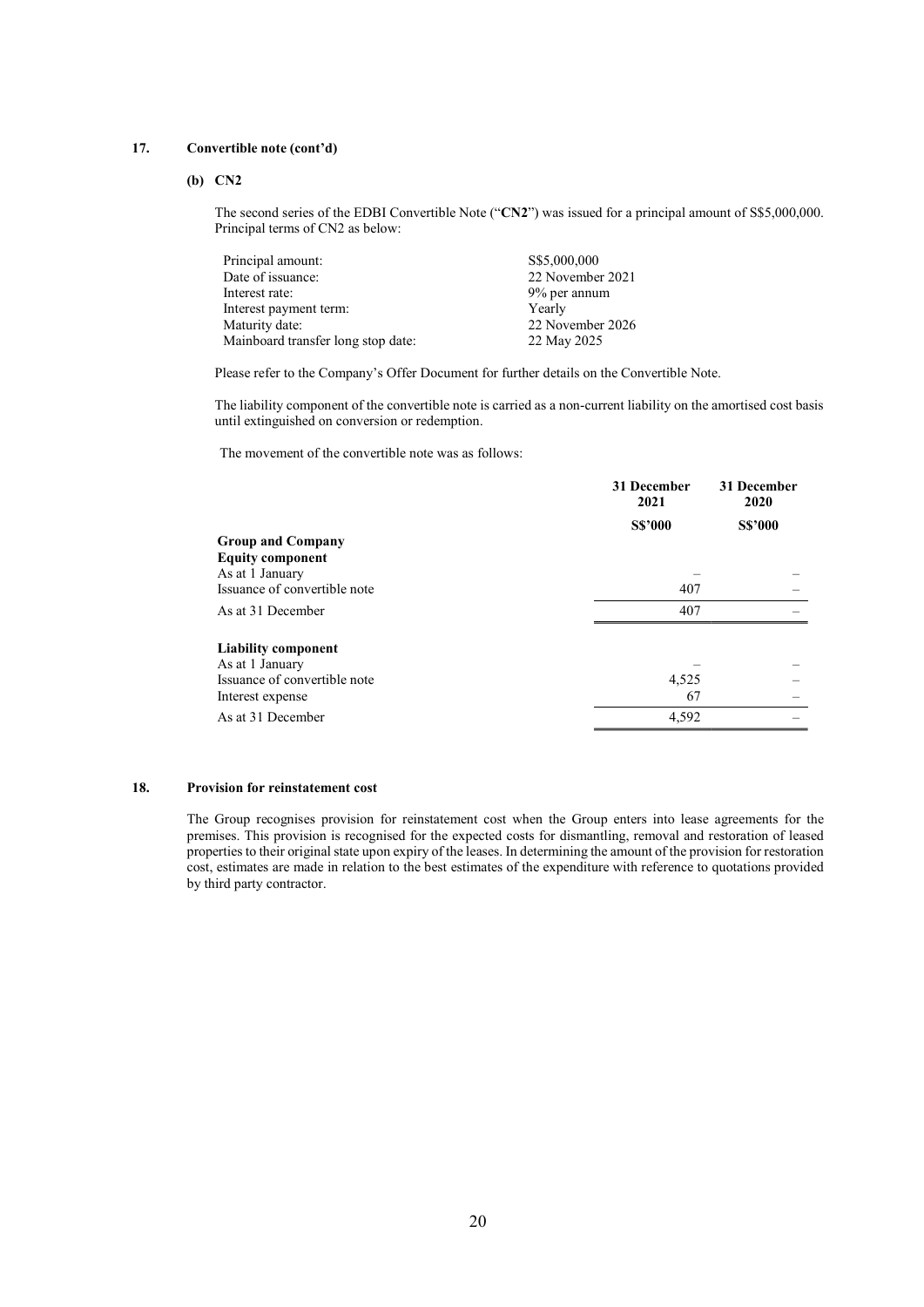## 17. Convertible note (cont'd)

### (b) CN2

The second series of the EDBI Convertible Note ("**CN2**") was issued for a principal amount of S$5,000,000. Principal terms of CN2 as below:

| | |
|---|---|
| Principal amount: | S$5,000,000 |
| Date of issuance: | 22 November 2021 |
| Interest rate: | 9% per annum |
| Interest payment term: | Yearly |
| Maturity date: | 22 November 2026 |
| Mainboard transfer long stop date: | 22 May 2025 |

Please refer to the Company's Offer Document for further details on the Convertible Note.

The liability component of the convertible note is carried as a non-current liability on the amortised cost basis until extinguished on conversion or redemption.

The movement of the convertible note was as follows:

| | 31 December 2021 | 31 December 2020 |
|---|---|---|
| | S$'000 | S$'000 |
| **Group and Company** | | |
| **Equity component** | | |
| As at 1 January | – | – |
| Issuance of convertible note | 407 | – |
| As at 31 December | 407 | – |
| | | |
| **Liability component** | | |
| As at 1 January | – | – |
| Issuance of convertible note | 4,525 | – |
| Interest expense | 67 | – |
| As at 31 December | 4,592 | – |

## 18. Provision for reinstatement cost

The Group recognises provision for reinstatement cost when the Group enters into lease agreements for the premises. This provision is recognised for the expected costs for dismantling, removal and restoration of leased properties to their original state upon expiry of the leases. In determining the amount of the provision for restoration cost, estimates are made in relation to the best estimates of the expenditure with reference to quotations provided by third party contractor.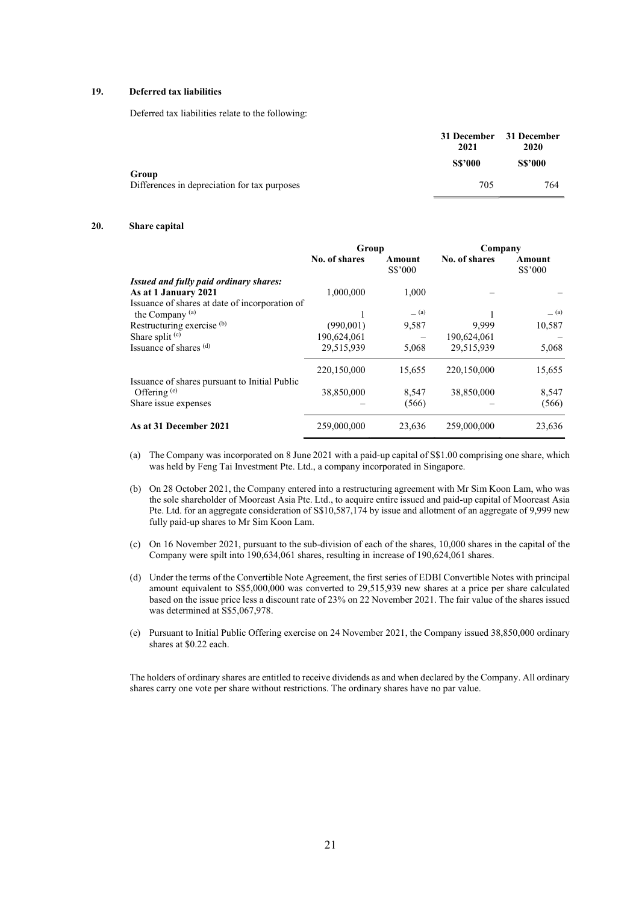## 19. Deferred tax liabilities

Deferred tax liabilities relate to the following:

| | 31 December 2021 | 31 December 2020 |
|---|---|---|
| | S$'000 | S$'000 |
| **Group** | | |
| Differences in depreciation for tax purposes | 705 | 764 |

## 20. Share capital

| | Group | | Company | |
|---|---|---|---|---|
| | No. of shares | Amount S$'000 | No. of shares | Amount S$'000 |
| ***Issued and fully paid ordinary shares:*** | | | | |
| **As at 1 January 2021** | 1,000,000 | 1,000 | – | – |
| Issuance of shares at date of incorporation of the Company [(a)] | 1 | – [(a)] | 1 | – [(a)] |
| Restructuring exercise [(b)] | (990,001) | 9,587 | 9,999 | 10,587 |
| Share split [(c)] | 190,624,061 | – | 190,624,061 | – |
| Issuance of shares [(d)] | 29,515,939 | 5,068 | 29,515,939 | 5,068 |
| | 220,150,000 | 15,655 | 220,150,000 | 15,655 |
| Issuance of shares pursuant to Initial Public Offering [(e)] | 38,850,000 | 8,547 | 38,850,000 | 8,547 |
| Share issue expenses | – | (566) | – | (566) |
| **As at 31 December 2021** | 259,000,000 | 23,636 | 259,000,000 | 23,636 |

(a) The Company was incorporated on 8 June 2021 with a paid-up capital of S$1.00 comprising one share, which was held by Feng Tai Investment Pte. Ltd., a company incorporated in Singapore.

(b) On 28 October 2021, the Company entered into a restructuring agreement with Mr Sim Koon Lam, who was the sole shareholder of Mooreast Asia Pte. Ltd., to acquire entire issued and paid-up capital of Mooreast Asia Pte. Ltd. for an aggregate consideration of S$10,587,174 by issue and allotment of an aggregate of 9,999 new fully paid-up shares to Mr Sim Koon Lam.

(c) On 16 November 2021, pursuant to the sub-division of each of the shares, 10,000 shares in the capital of the Company were spilt into 190,634,061 shares, resulting in increase of 190,624,061 shares.

(d) Under the terms of the Convertible Note Agreement, the first series of EDBI Convertible Notes with principal amount equivalent to S$5,000,000 was converted to 29,515,939 new shares at a price per share calculated based on the issue price less a discount rate of 23% on 22 November 2021. The fair value of the shares issued was determined at S$5,067,978.

(e) Pursuant to Initial Public Offering exercise on 24 November 2021, the Company issued 38,850,000 ordinary shares at $0.22 each.

The holders of ordinary shares are entitled to receive dividends as and when declared by the Company. All ordinary shares carry one vote per share without restrictions. The ordinary shares have no par value.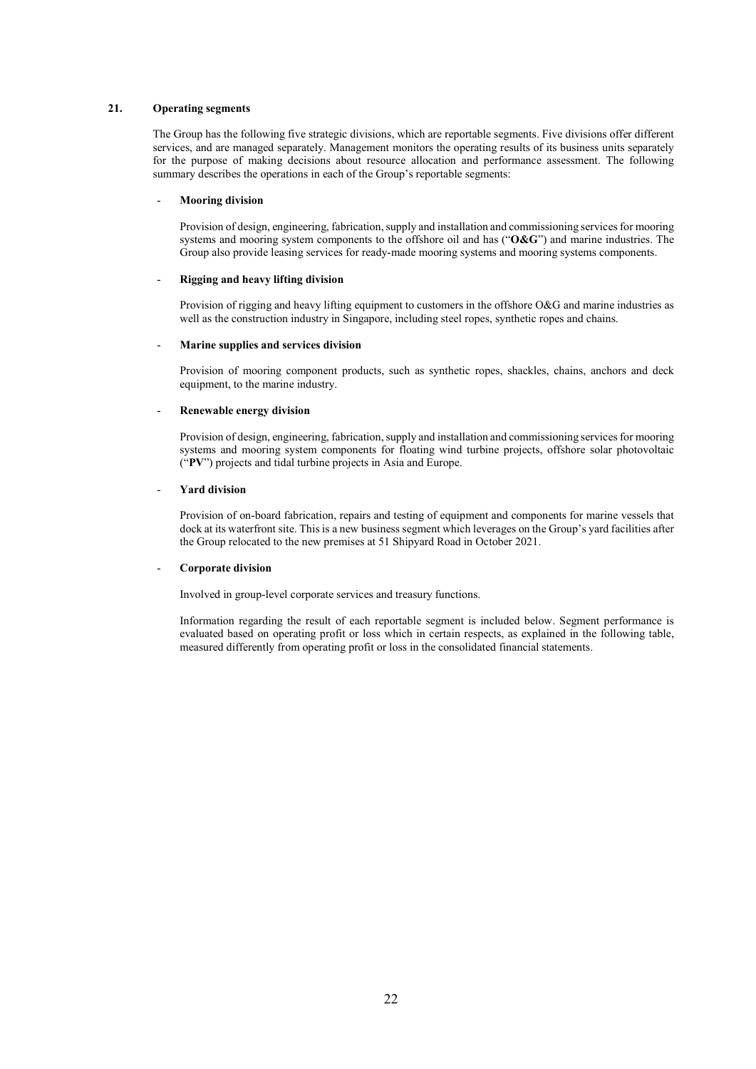## 21. Operating segments

The Group has the following five strategic divisions, which are reportable segments. Five divisions offer different services, and are managed separately. Management monitors the operating results of its business units separately for the purpose of making decisions about resource allocation and performance assessment. The following summary describes the operations in each of the Group's reportable segments:

- **Mooring division**

  Provision of design, engineering, fabrication, supply and installation and commissioning services for mooring systems and mooring system components to the offshore oil and has ("**O&G**") and marine industries. The Group also provide leasing services for ready-made mooring systems and mooring systems components.

- **Rigging and heavy lifting division**

  Provision of rigging and heavy lifting equipment to customers in the offshore O&G and marine industries as well as the construction industry in Singapore, including steel ropes, synthetic ropes and chains.

- **Marine supplies and services division**

  Provision of mooring component products, such as synthetic ropes, shackles, chains, anchors and deck equipment, to the marine industry.

- **Renewable energy division**

  Provision of design, engineering, fabrication, supply and installation and commissioning services for mooring systems and mooring system components for floating wind turbine projects, offshore solar photovoltaic ("**PV**") projects and tidal turbine projects in Asia and Europe.

- **Yard division**

  Provision of on-board fabrication, repairs and testing of equipment and components for marine vessels that dock at its waterfront site. This is a new business segment which leverages on the Group's yard facilities after the Group relocated to the new premises at 51 Shipyard Road in October 2021.

- **Corporate division**

  Involved in group-level corporate services and treasury functions.

  Information regarding the result of each reportable segment is included below. Segment performance is evaluated based on operating profit or loss which in certain respects, as explained in the following table, measured differently from operating profit or loss in the consolidated financial statements.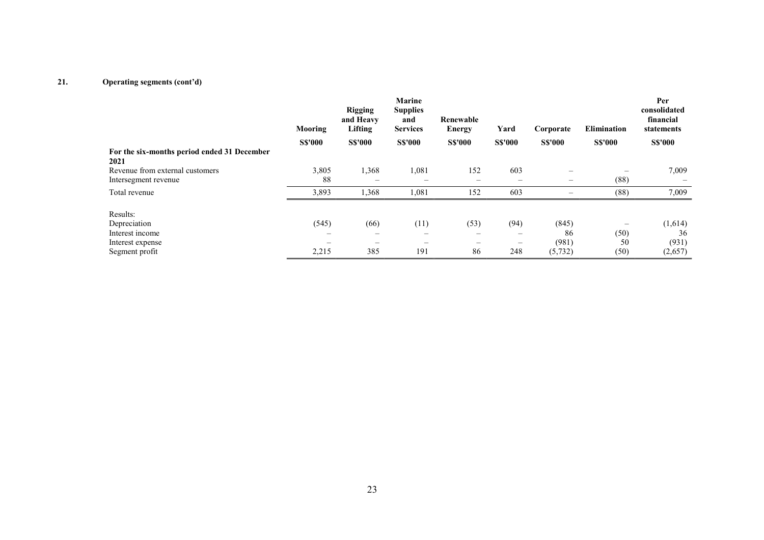## 21. Operating segments (cont'd)

| | Mooring | Rigging and Heavy Lifting | Marine Supplies and Services | Renewable Energy | Yard | Corporate | Elimination | Per consolidated financial statements |
|---|---|---|---|---|---|---|---|---|
| | S$'000 | S$'000 | S$'000 | S$'000 | S$'000 | S$'000 | S$'000 | S$'000 |
| **For the six-months period ended 31 December 2021** | | | | | | | | |
| Revenue from external customers | 3,805 | 1,368 | 1,081 | 152 | 603 | – | – | 7,009 |
| Intersegment revenue | 88 | – | – | – | – | – | (88) | – |
| Total revenue | 3,893 | 1,368 | 1,081 | 152 | 603 | – | (88) | 7,009 |
| | | | | | | | | |
| Results: | | | | | | | | |
| Depreciation | (545) | (66) | (11) | (53) | (94) | (845) | – | (1,614) |
| Interest income | – | – | – | – | – | 86 | (50) | 36 |
| Interest expense | – | – | – | – | – | (981) | 50 | (931) |
| Segment profit | 2,215 | 385 | 191 | 86 | 248 | (5,732) | (50) | (2,657) |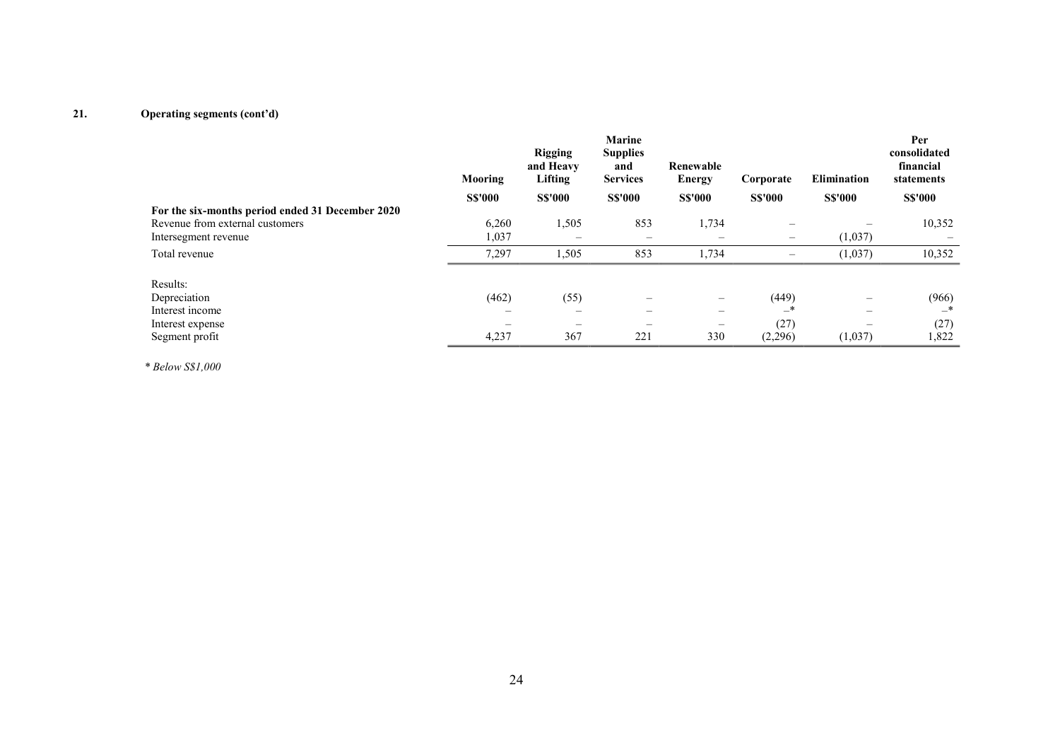**21. Operating segments (cont'd)**

| | Mooring | Rigging and Heavy Lifting | Marine Supplies and Services | Renewable Energy | Corporate | Elimination | Per consolidated financial statements |
|---|---|---|---|---|---|---|---|
| | S$'000 | S$'000 | S$'000 | S$'000 | S$'000 | S$'000 | S$'000 |
| **For the six-months period ended 31 December 2020** | | | | | | | |
| Revenue from external customers | 6,260 | 1,505 | 853 | 1,734 | – | – | 10,352 |
| Intersegment revenue | 1,037 | – | – | – | – | (1,037) | – |
| Total revenue | 7,297 | 1,505 | 853 | 1,734 | – | (1,037) | 10,352 |
| | | | | | | | |
| Results: | | | | | | | |
| Depreciation | (462) | (55) | – | – | (449) | – | (966) |
| Interest income | – | – | – | – | –* | – | –* |
| Interest expense | – | – | – | – | (27) | – | (27) |
| Segment profit | 4,237 | 367 | 221 | 330 | (2,296) | (1,037) | 1,822 |

*\* Below S$1,000*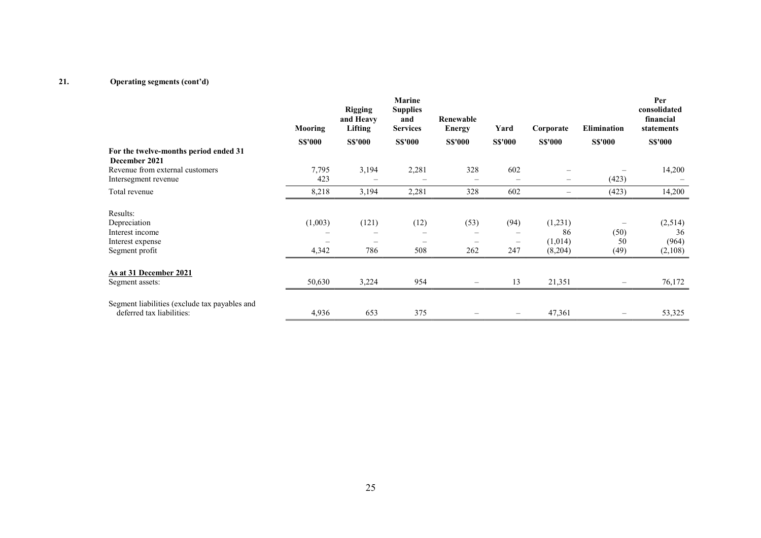## 21. Operating segments (cont'd)

| | Mooring | Rigging and Heavy Lifting | Marine Supplies and Services | Renewable Energy | Yard | Corporate | Elimination | Per consolidated financial statements |
|---|---|---|---|---|---|---|---|---|
| | S$'000 | S$'000 | S$'000 | S$'000 | S$'000 | S$'000 | S$'000 | S$'000 |
| **For the twelve-months period ended 31 December 2021** | | | | | | | | |
| Revenue from external customers | 7,795 | 3,194 | 2,281 | 328 | 602 | – | – | 14,200 |
| Intersegment revenue | 423 | – | – | – | – | – | (423) | – |
| Total revenue | 8,218 | 3,194 | 2,281 | 328 | 602 | – | (423) | 14,200 |
| Results: | | | | | | | | |
| Depreciation | (1,003) | (121) | (12) | (53) | (94) | (1,231) | – | (2,514) |
| Interest income | – | – | – | – | – | 86 | (50) | 36 |
| Interest expense | – | – | – | – | – | (1,014) | 50 | (964) |
| Segment profit | 4,342 | 786 | 508 | 262 | 247 | (8,204) | (49) | (2,108) |
| **As at 31 December 2021** | | | | | | | | |
| Segment assets: | 50,630 | 3,224 | 954 | – | 13 | 21,351 | – | 76,172 |
| Segment liabilities (exclude tax payables and deferred tax liabilities: | 4,936 | 653 | 375 | – | – | 47,361 | – | 53,325 |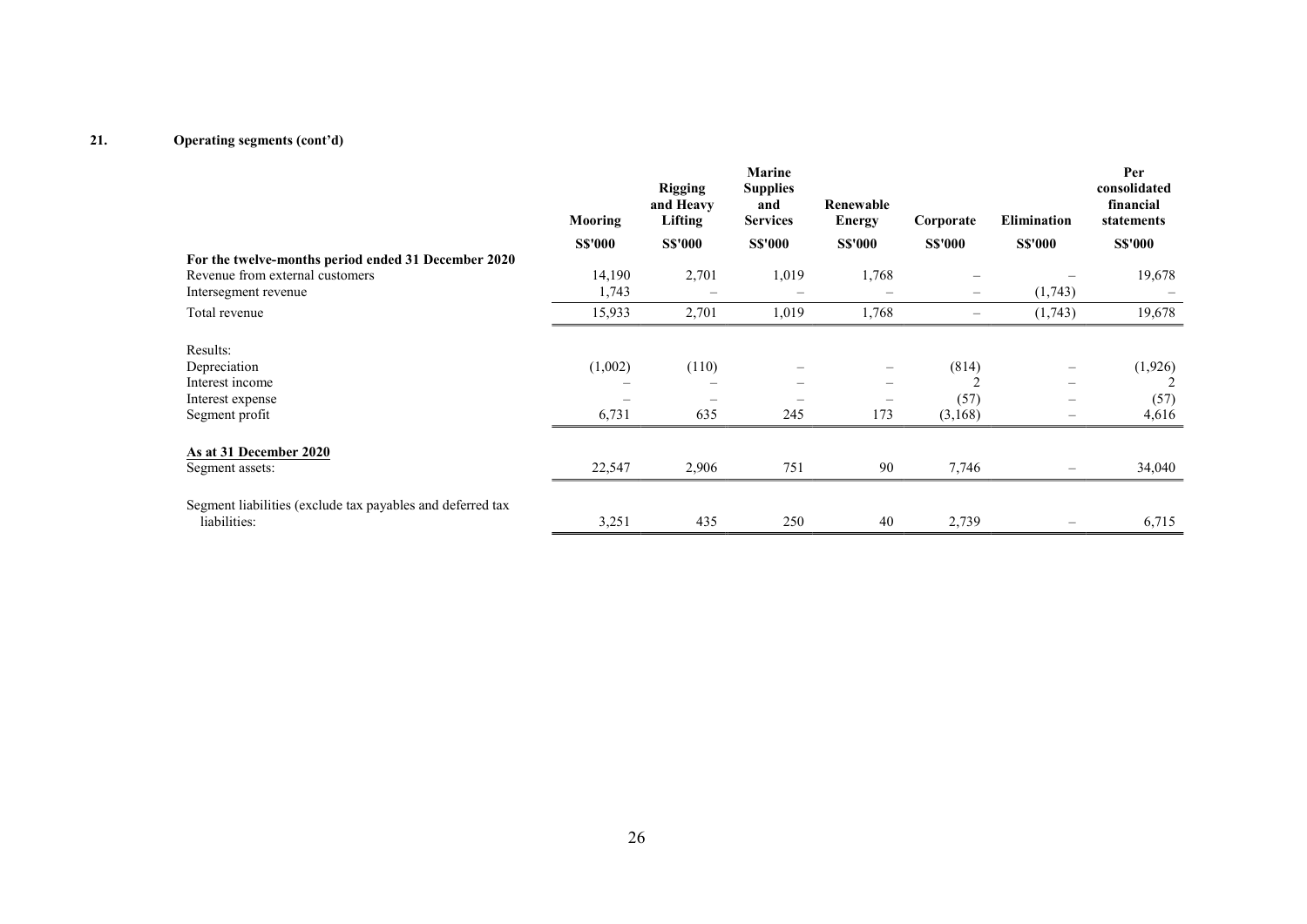## 21. Operating segments (cont'd)

| | Mooring | Rigging and Heavy Lifting | Marine Supplies and Services | Renewable Energy | Corporate | Elimination | Per consolidated financial statements |
|---|---|---|---|---|---|---|---|
| | S$'000 | S$'000 | S$'000 | S$'000 | S$'000 | S$'000 | S$'000 |
| **For the twelve-months period ended 31 December 2020** | | | | | | | |
| Revenue from external customers | 14,190 | 2,701 | 1,019 | 1,768 | – | – | 19,678 |
| Intersegment revenue | 1,743 | – | – | – | – | (1,743) | – |
| Total revenue | 15,933 | 2,701 | 1,019 | 1,768 | – | (1,743) | 19,678 |
| Results: | | | | | | | |
| Depreciation | (1,002) | (110) | – | – | (814) | – | (1,926) |
| Interest income | – | – | – | – | 2 | – | 2 |
| Interest expense | – | – | – | – | (57) | – | (57) |
| Segment profit | 6,731 | 635 | 245 | 173 | (3,168) | – | 4,616 |
| **As at 31 December 2020** | | | | | | | |
| Segment assets: | 22,547 | 2,906 | 751 | 90 | 7,746 | – | 34,040 |
| Segment liabilities (exclude tax payables and deferred tax liabilities: | 3,251 | 435 | 250 | 40 | 2,739 | – | 6,715 |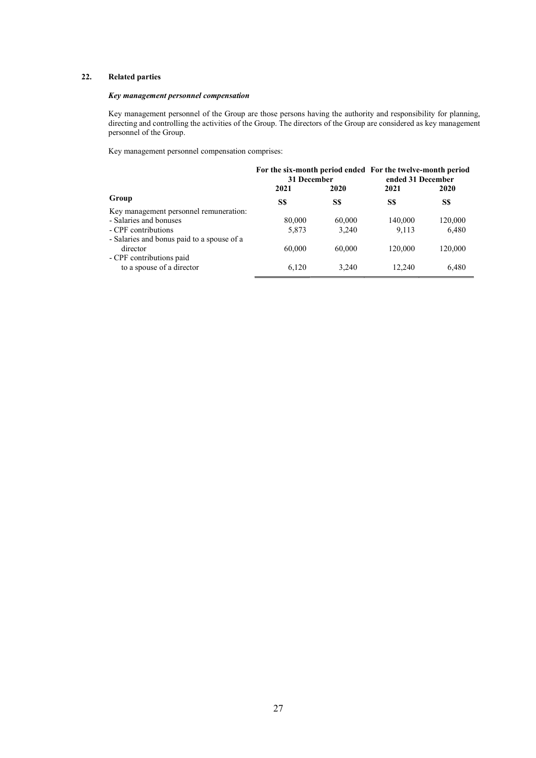## 22. Related parties

### *Key management personnel compensation*

Key management personnel of the Group are those persons having the authority and responsibility for planning, directing and controlling the activities of the Group. The directors of the Group are considered as key management personnel of the Group.

Key management personnel compensation comprises:

| | For the six-month period ended 31 December | | For the twelve-month period ended 31 December | |
|---|---|---|---|---|
| | 2021 | 2020 | 2021 | 2020 |
| **Group** | **S$** | **S$** | **S$** | **S$** |
| Key management personnel remuneration: | | | | |
| - Salaries and bonuses | 80,000 | 60,000 | 140,000 | 120,000 |
| - CPF contributions | 5,873 | 3,240 | 9,113 | 6,480 |
| - Salaries and bonus paid to a spouse of a director | 60,000 | 60,000 | 120,000 | 120,000 |
| - CPF contributions paid to a spouse of a director | 6,120 | 3,240 | 12,240 | 6,480 |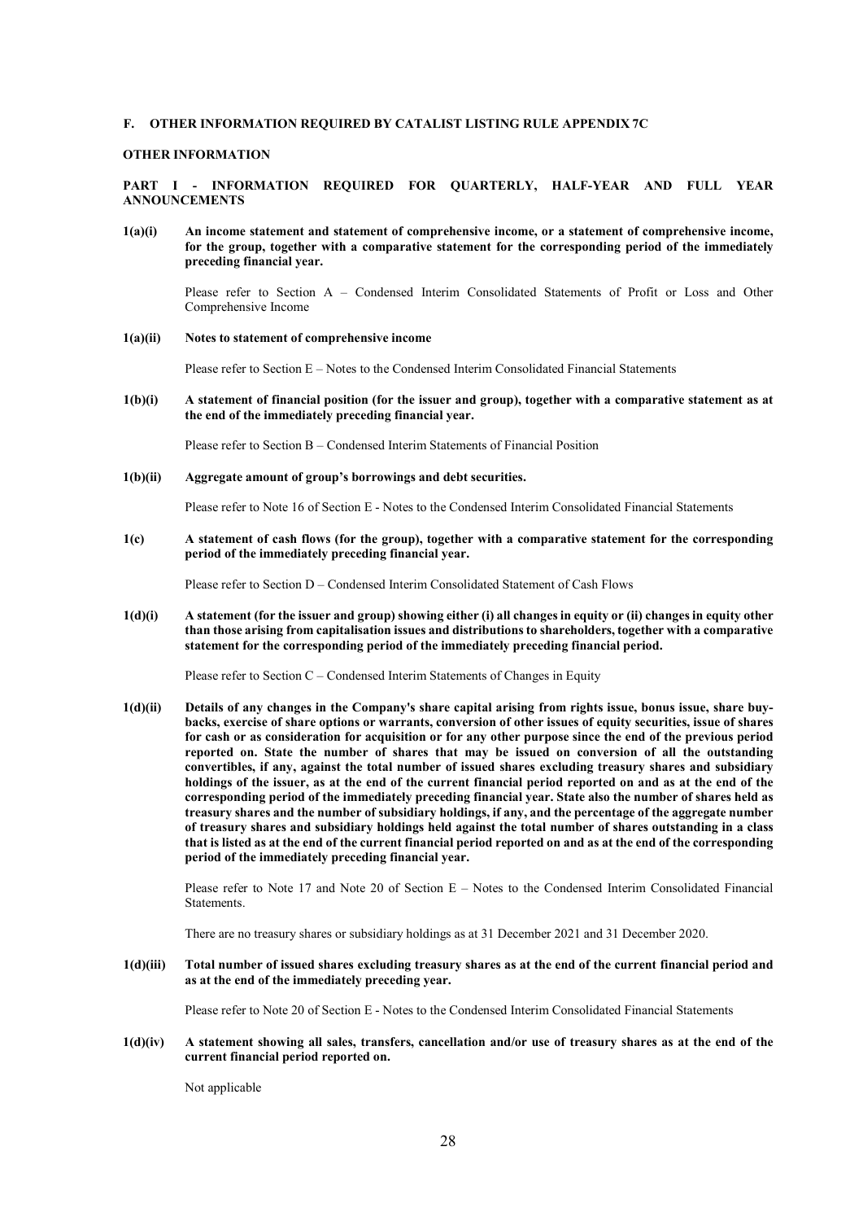## F. OTHER INFORMATION REQUIRED BY CATALIST LISTING RULE APPENDIX 7C

### OTHER INFORMATION

### PART I - INFORMATION REQUIRED FOR QUARTERLY, HALF-YEAR AND FULL YEAR ANNOUNCEMENTS

**1(a)(i) An income statement and statement of comprehensive income, or a statement of comprehensive income, for the group, together with a comparative statement for the corresponding period of the immediately preceding financial year.**

Please refer to Section A – Condensed Interim Consolidated Statements of Profit or Loss and Other Comprehensive Income

**1(a)(ii) Notes to statement of comprehensive income**

Please refer to Section E – Notes to the Condensed Interim Consolidated Financial Statements

**1(b)(i) A statement of financial position (for the issuer and group), together with a comparative statement as at the end of the immediately preceding financial year.**

Please refer to Section B – Condensed Interim Statements of Financial Position

**1(b)(ii) Aggregate amount of group's borrowings and debt securities.**

Please refer to Note 16 of Section E - Notes to the Condensed Interim Consolidated Financial Statements

**1(c) A statement of cash flows (for the group), together with a comparative statement for the corresponding period of the immediately preceding financial year.**

Please refer to Section D – Condensed Interim Consolidated Statement of Cash Flows

**1(d)(i) A statement (for the issuer and group) showing either (i) all changes in equity or (ii) changes in equity other than those arising from capitalisation issues and distributions to shareholders, together with a comparative statement for the corresponding period of the immediately preceding financial period.**

Please refer to Section C – Condensed Interim Statements of Changes in Equity

**1(d)(ii) Details of any changes in the Company's share capital arising from rights issue, bonus issue, share buy-backs, exercise of share options or warrants, conversion of other issues of equity securities, issue of shares for cash or as consideration for acquisition or for any other purpose since the end of the previous period reported on. State the number of shares that may be issued on conversion of all the outstanding convertibles, if any, against the total number of issued shares excluding treasury shares and subsidiary holdings of the issuer, as at the end of the current financial period reported on and as at the end of the corresponding period of the immediately preceding financial year. State also the number of shares held as treasury shares and the number of subsidiary holdings, if any, and the percentage of the aggregate number of treasury shares and subsidiary holdings held against the total number of shares outstanding in a class that is listed as at the end of the current financial period reported on and as at the end of the corresponding period of the immediately preceding financial year.**

Please refer to Note 17 and Note 20 of Section E – Notes to the Condensed Interim Consolidated Financial Statements.

There are no treasury shares or subsidiary holdings as at 31 December 2021 and 31 December 2020.

**1(d)(iii) Total number of issued shares excluding treasury shares as at the end of the current financial period and as at the end of the immediately preceding year.**

Please refer to Note 20 of Section E - Notes to the Condensed Interim Consolidated Financial Statements

**1(d)(iv) A statement showing all sales, transfers, cancellation and/or use of treasury shares as at the end of the current financial period reported on.**

Not applicable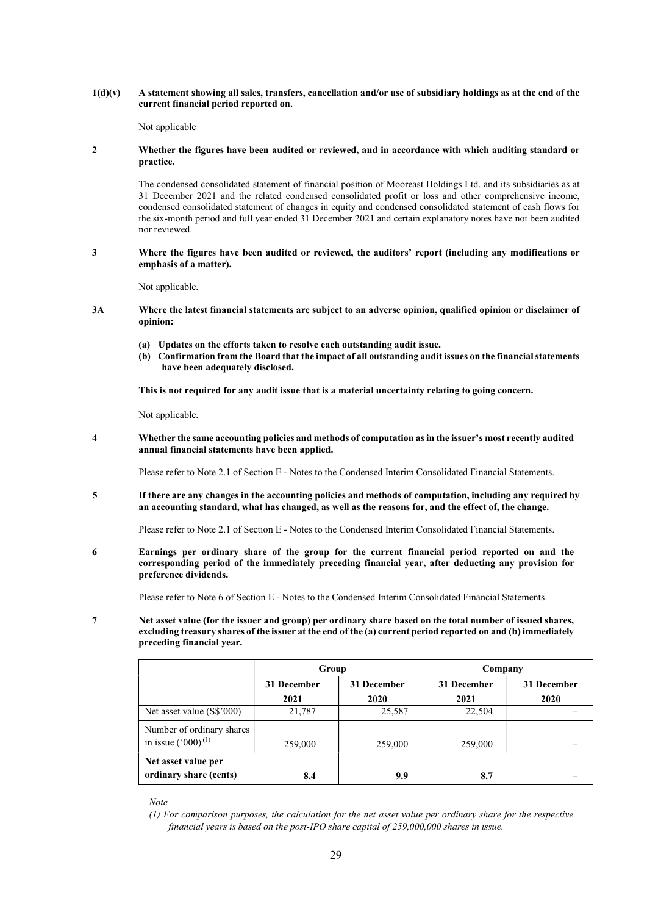**1(d)(v) A statement showing all sales, transfers, cancellation and/or use of subsidiary holdings as at the end of the current financial period reported on.**

Not applicable

**2 Whether the figures have been audited or reviewed, and in accordance with which auditing standard or practice.**

The condensed consolidated statement of financial position of Mooreast Holdings Ltd. and its subsidiaries as at 31 December 2021 and the related condensed consolidated profit or loss and other comprehensive income, condensed consolidated statement of changes in equity and condensed consolidated statement of cash flows for the six-month period and full year ended 31 December 2021 and certain explanatory notes have not been audited nor reviewed.

**3 Where the figures have been audited or reviewed, the auditors' report (including any modifications or emphasis of a matter).**

Not applicable.

**3A Where the latest financial statements are subject to an adverse opinion, qualified opinion or disclaimer of opinion:**

**(a) Updates on the efforts taken to resolve each outstanding audit issue.**
**(b) Confirmation from the Board that the impact of all outstanding audit issues on the financial statements have been adequately disclosed.**

**This is not required for any audit issue that is a material uncertainty relating to going concern.**

Not applicable.

**4 Whether the same accounting policies and methods of computation as in the issuer's most recently audited annual financial statements have been applied.**

Please refer to Note 2.1 of Section E - Notes to the Condensed Interim Consolidated Financial Statements.

**5 If there are any changes in the accounting policies and methods of computation, including any required by an accounting standard, what has changed, as well as the reasons for, and the effect of, the change.**

Please refer to Note 2.1 of Section E - Notes to the Condensed Interim Consolidated Financial Statements.

**6 Earnings per ordinary share of the group for the current financial period reported on and the corresponding period of the immediately preceding financial year, after deducting any provision for preference dividends.**

Please refer to Note 6 of Section E - Notes to the Condensed Interim Consolidated Financial Statements.

**7 Net asset value (for the issuer and group) per ordinary share based on the total number of issued shares, excluding treasury shares of the issuer at the end of the (a) current period reported on and (b) immediately preceding financial year.**

| | Group | | Company | |
|---|---|---|---|---|
| | 31 December 2021 | 31 December 2020 | 31 December 2021 | 31 December 2020 |
| Net asset value (S$'000) | 21,787 | 25,587 | 22,504 | – |
| Number of ordinary shares in issue ('000)[(1)] | 259,000 | 259,000 | 259,000 | – |
| **Net asset value per ordinary share (cents)** | **8.4** | **9.9** | **8.7** | **–** |

*Note*

*(1) For comparison purposes, the calculation for the net asset value per ordinary share for the respective financial years is based on the post-IPO share capital of 259,000,000 shares in issue.*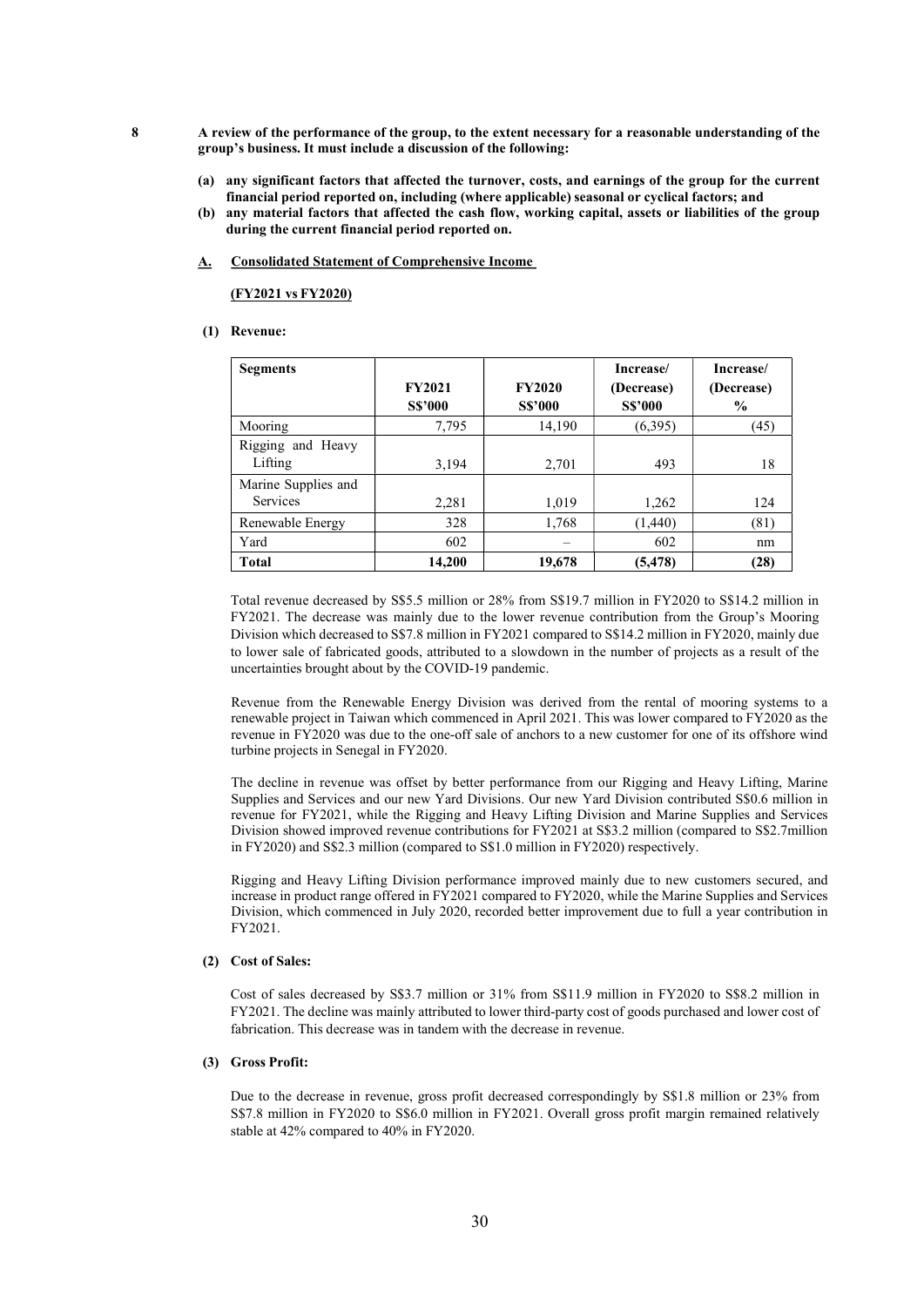**8 A review of the performance of the group, to the extent necessary for a reasonable understanding of the group's business. It must include a discussion of the following:**

**(a) any significant factors that affected the turnover, costs, and earnings of the group for the current financial period reported on, including (where applicable) seasonal or cyclical factors; and**

**(b) any material factors that affected the cash flow, working capital, assets or liabilities of the group during the current financial period reported on.**

**A. Consolidated Statement of Comprehensive Income**

**(FY2021 vs FY2020)**

**(1) Revenue:**

| **Segments** | **FY2021 S$'000** | **FY2020 S$'000** | **Increase/ (Decrease) S$'000** | **Increase/ (Decrease) %** |
|---|---|---|---|---|
| Mooring | 7,795 | 14,190 | (6,395) | (45) |
| Rigging and Heavy Lifting | 3,194 | 2,701 | 493 | 18 |
| Marine Supplies and Services | 2,281 | 1,019 | 1,262 | 124 |
| Renewable Energy | 328 | 1,768 | (1,440) | (81) |
| Yard | 602 | – | 602 | nm |
| **Total** | **14,200** | **19,678** | **(5,478)** | **(28)** |

Total revenue decreased by S$5.5 million or 28% from S$19.7 million in FY2020 to S$14.2 million in FY2021. The decrease was mainly due to the lower revenue contribution from the Group's Mooring Division which decreased to S$7.8 million in FY2021 compared to S$14.2 million in FY2020, mainly due to lower sale of fabricated goods, attributed to a slowdown in the number of projects as a result of the uncertainties brought about by the COVID-19 pandemic.

Revenue from the Renewable Energy Division was derived from the rental of mooring systems to a renewable project in Taiwan which commenced in April 2021. This was lower compared to FY2020 as the revenue in FY2020 was due to the one-off sale of anchors to a new customer for one of its offshore wind turbine projects in Senegal in FY2020.

The decline in revenue was offset by better performance from our Rigging and Heavy Lifting, Marine Supplies and Services and our new Yard Divisions. Our new Yard Division contributed S$0.6 million in revenue for FY2021, while the Rigging and Heavy Lifting Division and Marine Supplies and Services Division showed improved revenue contributions for FY2021 at S$3.2 million (compared to S$2.7million in FY2020) and S$2.3 million (compared to S$1.0 million in FY2020) respectively.

Rigging and Heavy Lifting Division performance improved mainly due to new customers secured, and increase in product range offered in FY2021 compared to FY2020, while the Marine Supplies and Services Division, which commenced in July 2020, recorded better improvement due to full a year contribution in FY2021.

**(2) Cost of Sales:**

Cost of sales decreased by S$3.7 million or 31% from S$11.9 million in FY2020 to S$8.2 million in FY2021. The decline was mainly attributed to lower third-party cost of goods purchased and lower cost of fabrication. This decrease was in tandem with the decrease in revenue.

**(3) Gross Profit:**

Due to the decrease in revenue, gross profit decreased correspondingly by S$1.8 million or 23% from S$7.8 million in FY2020 to S$6.0 million in FY2021. Overall gross profit margin remained relatively stable at 42% compared to 40% in FY2020.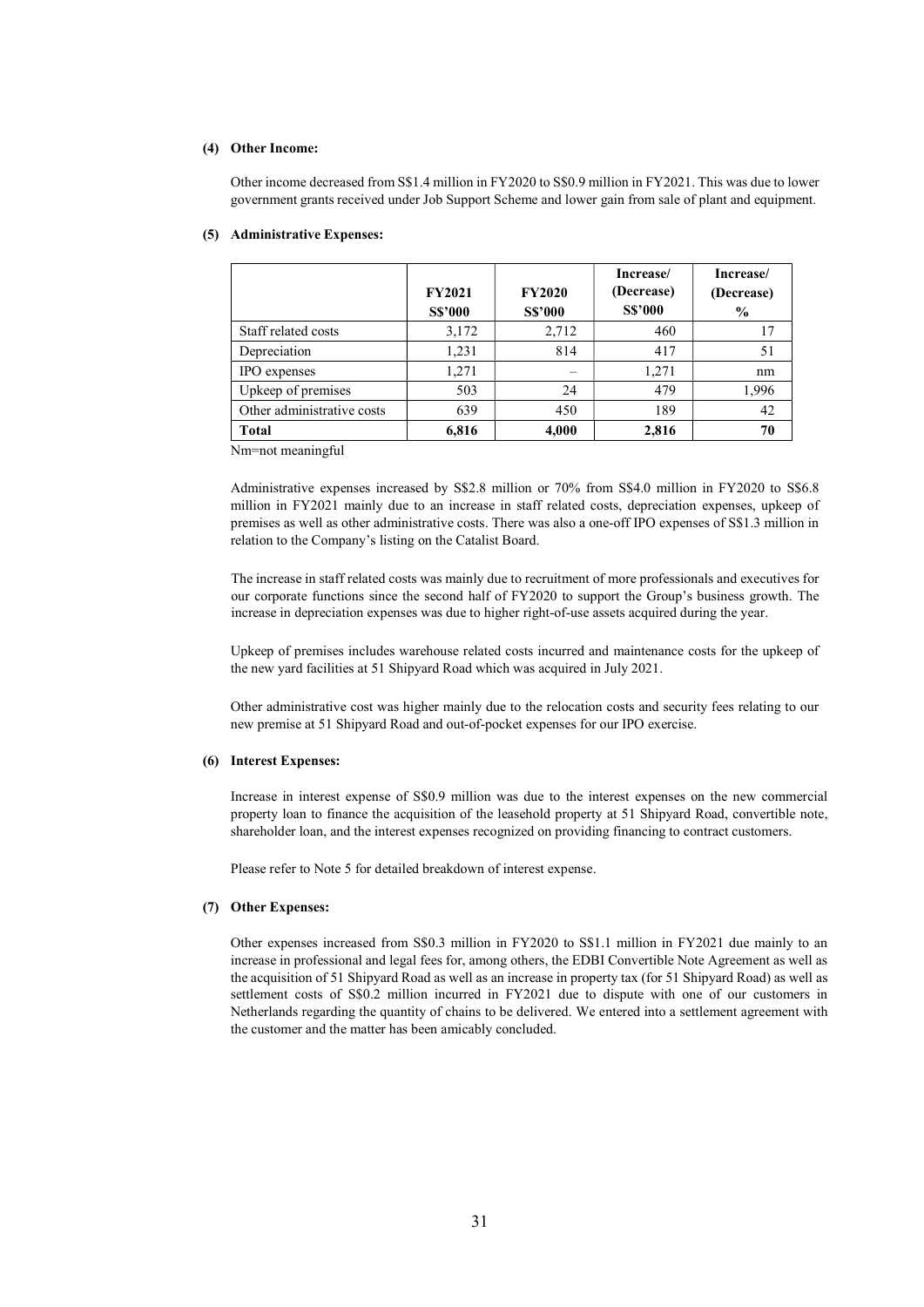**(4) Other Income:**

Other income decreased from S$1.4 million in FY2020 to S$0.9 million in FY2021. This was due to lower government grants received under Job Support Scheme and lower gain from sale of plant and equipment.

**(5) Administrative Expenses:**

| | FY2021 S$'000 | FY2020 S$'000 | Increase/ (Decrease) S$'000 | Increase/ (Decrease) % |
|---|---|---|---|---|
| Staff related costs | 3,172 | 2,712 | 460 | 17 |
| Depreciation | 1,231 | 814 | 417 | 51 |
| IPO expenses | 1,271 | – | 1,271 | nm |
| Upkeep of premises | 503 | 24 | 479 | 1,996 |
| Other administrative costs | 639 | 450 | 189 | 42 |
| **Total** | **6,816** | **4,000** | **2,816** | **70** |

Nm=not meaningful

Administrative expenses increased by S$2.8 million or 70% from S$4.0 million in FY2020 to S$6.8 million in FY2021 mainly due to an increase in staff related costs, depreciation expenses, upkeep of premises as well as other administrative costs. There was also a one-off IPO expenses of S$1.3 million in relation to the Company's listing on the Catalist Board.

The increase in staff related costs was mainly due to recruitment of more professionals and executives for our corporate functions since the second half of FY2020 to support the Group's business growth. The increase in depreciation expenses was due to higher right-of-use assets acquired during the year.

Upkeep of premises includes warehouse related costs incurred and maintenance costs for the upkeep of the new yard facilities at 51 Shipyard Road which was acquired in July 2021.

Other administrative cost was higher mainly due to the relocation costs and security fees relating to our new premise at 51 Shipyard Road and out-of-pocket expenses for our IPO exercise.

**(6) Interest Expenses:**

Increase in interest expense of S$0.9 million was due to the interest expenses on the new commercial property loan to finance the acquisition of the leasehold property at 51 Shipyard Road, convertible note, shareholder loan, and the interest expenses recognized on providing financing to contract customers.

Please refer to Note 5 for detailed breakdown of interest expense.

**(7) Other Expenses:**

Other expenses increased from S$0.3 million in FY2020 to S$1.1 million in FY2021 due mainly to an increase in professional and legal fees for, among others, the EDBI Convertible Note Agreement as well as the acquisition of 51 Shipyard Road as well as an increase in property tax (for 51 Shipyard Road) as well as settlement costs of S$0.2 million incurred in FY2021 due to dispute with one of our customers in Netherlands regarding the quantity of chains to be delivered. We entered into a settlement agreement with the customer and the matter has been amicably concluded.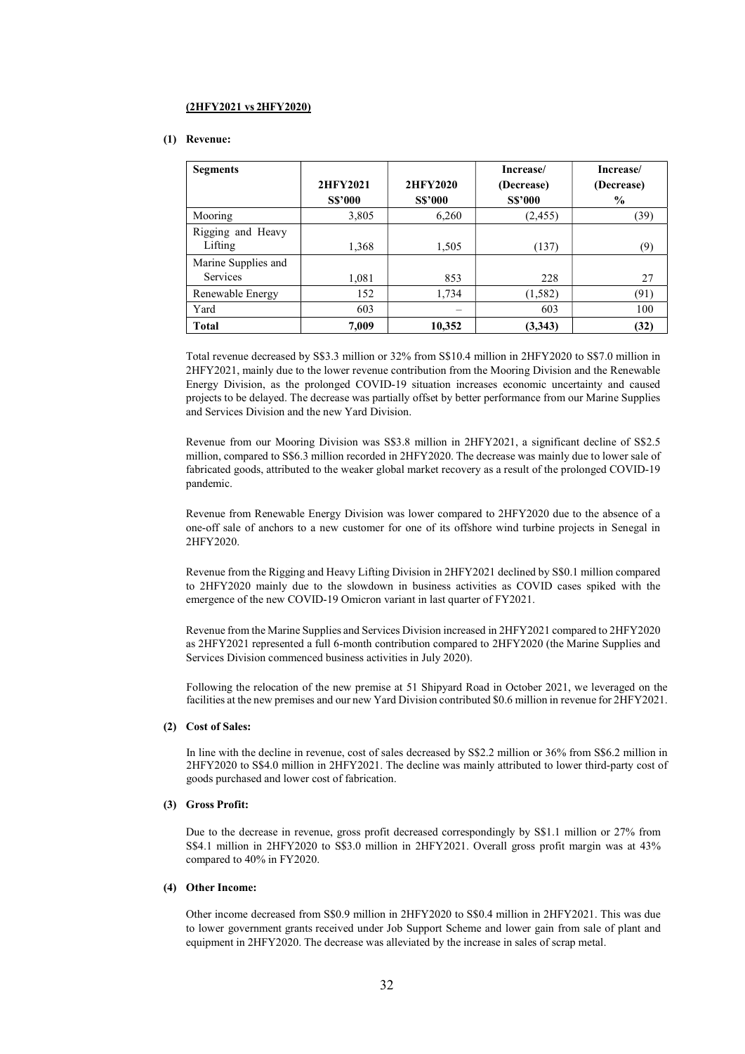**(2HFY2021 vs 2HFY2020)**

**(1) Revenue:**

| Segments | 2HFY2021<br>S$'000 | 2HFY2020<br>S$'000 | Increase/<br>(Decrease)<br>S$'000 | Increase/<br>(Decrease)<br>% |
|---|---|---|---|---|
| Mooring | 3,805 | 6,260 | (2,455) | (39) |
| Rigging and Heavy Lifting | 1,368 | 1,505 | (137) | (9) |
| Marine Supplies and Services | 1,081 | 853 | 228 | 27 |
| Renewable Energy | 152 | 1,734 | (1,582) | (91) |
| Yard | 603 | – | 603 | 100 |
| **Total** | **7,009** | **10,352** | **(3,343)** | **(32)** |

Total revenue decreased by S$3.3 million or 32% from S$10.4 million in 2HFY2020 to S$7.0 million in 2HFY2021, mainly due to the lower revenue contribution from the Mooring Division and the Renewable Energy Division, as the prolonged COVID-19 situation increases economic uncertainty and caused projects to be delayed. The decrease was partially offset by better performance from our Marine Supplies and Services Division and the new Yard Division.

Revenue from our Mooring Division was S$3.8 million in 2HFY2021, a significant decline of S$2.5 million, compared to S$6.3 million recorded in 2HFY2020. The decrease was mainly due to lower sale of fabricated goods, attributed to the weaker global market recovery as a result of the prolonged COVID-19 pandemic.

Revenue from Renewable Energy Division was lower compared to 2HFY2020 due to the absence of a one-off sale of anchors to a new customer for one of its offshore wind turbine projects in Senegal in 2HFY2020.

Revenue from the Rigging and Heavy Lifting Division in 2HFY2021 declined by S$0.1 million compared to 2HFY2020 mainly due to the slowdown in business activities as COVID cases spiked with the emergence of the new COVID-19 Omicron variant in last quarter of FY2021.

Revenue from the Marine Supplies and Services Division increased in 2HFY2021 compared to 2HFY2020 as 2HFY2021 represented a full 6-month contribution compared to 2HFY2020 (the Marine Supplies and Services Division commenced business activities in July 2020).

Following the relocation of the new premise at 51 Shipyard Road in October 2021, we leveraged on the facilities at the new premises and our new Yard Division contributed $0.6 million in revenue for 2HFY2021.

**(2) Cost of Sales:**

In line with the decline in revenue, cost of sales decreased by S$2.2 million or 36% from S$6.2 million in 2HFY2020 to S$4.0 million in 2HFY2021. The decline was mainly attributed to lower third-party cost of goods purchased and lower cost of fabrication.

**(3) Gross Profit:**

Due to the decrease in revenue, gross profit decreased correspondingly by S$1.1 million or 27% from S$4.1 million in 2HFY2020 to S$3.0 million in 2HFY2021. Overall gross profit margin was at 43% compared to 40% in FY2020.

**(4) Other Income:**

Other income decreased from S$0.9 million in 2HFY2020 to S$0.4 million in 2HFY2021. This was due to lower government grants received under Job Support Scheme and lower gain from sale of plant and equipment in 2HFY2020. The decrease was alleviated by the increase in sales of scrap metal.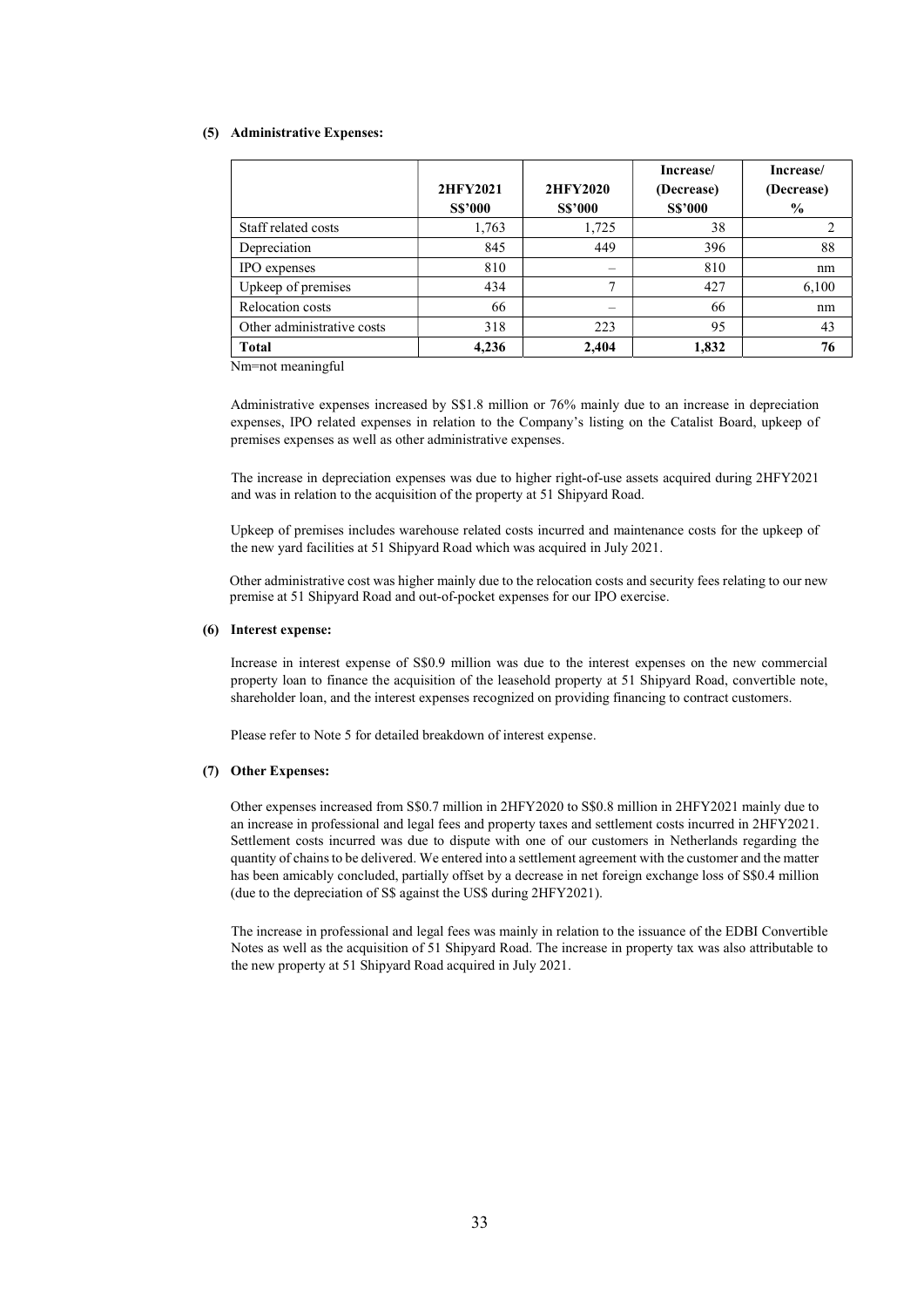**(5) Administrative Expenses:**

| | 2HFY2021<br>S$'000 | 2HFY2020<br>S$'000 | Increase/<br>(Decrease)<br>S$'000 | Increase/<br>(Decrease)<br>% |
|---|---|---|---|---|
| Staff related costs | 1,763 | 1,725 | 38 | 2 |
| Depreciation | 845 | 449 | 396 | 88 |
| IPO expenses | 810 | – | 810 | nm |
| Upkeep of premises | 434 | 7 | 427 | 6,100 |
| Relocation costs | 66 | – | 66 | nm |
| Other administrative costs | 318 | 223 | 95 | 43 |
| **Total** | **4,236** | **2,404** | **1,832** | **76** |

Nm=not meaningful

Administrative expenses increased by S$1.8 million or 76% mainly due to an increase in depreciation expenses, IPO related expenses in relation to the Company's listing on the Catalist Board, upkeep of premises expenses as well as other administrative expenses.

The increase in depreciation expenses was due to higher right-of-use assets acquired during 2HFY2021 and was in relation to the acquisition of the property at 51 Shipyard Road.

Upkeep of premises includes warehouse related costs incurred and maintenance costs for the upkeep of the new yard facilities at 51 Shipyard Road which was acquired in July 2021.

Other administrative cost was higher mainly due to the relocation costs and security fees relating to our new premise at 51 Shipyard Road and out-of-pocket expenses for our IPO exercise.

**(6) Interest expense:**

Increase in interest expense of S$0.9 million was due to the interest expenses on the new commercial property loan to finance the acquisition of the leasehold property at 51 Shipyard Road, convertible note, shareholder loan, and the interest expenses recognized on providing financing to contract customers.

Please refer to Note 5 for detailed breakdown of interest expense.

**(7) Other Expenses:**

Other expenses increased from S$0.7 million in 2HFY2020 to S$0.8 million in 2HFY2021 mainly due to an increase in professional and legal fees and property taxes and settlement costs incurred in 2HFY2021. Settlement costs incurred was due to dispute with one of our customers in Netherlands regarding the quantity of chains to be delivered. We entered into a settlement agreement with the customer and the matter has been amicably concluded, partially offset by a decrease in net foreign exchange loss of S$0.4 million (due to the depreciation of S$ against the US$ during 2HFY2021).

The increase in professional and legal fees was mainly in relation to the issuance of the EDBI Convertible Notes as well as the acquisition of 51 Shipyard Road. The increase in property tax was also attributable to the new property at 51 Shipyard Road acquired in July 2021.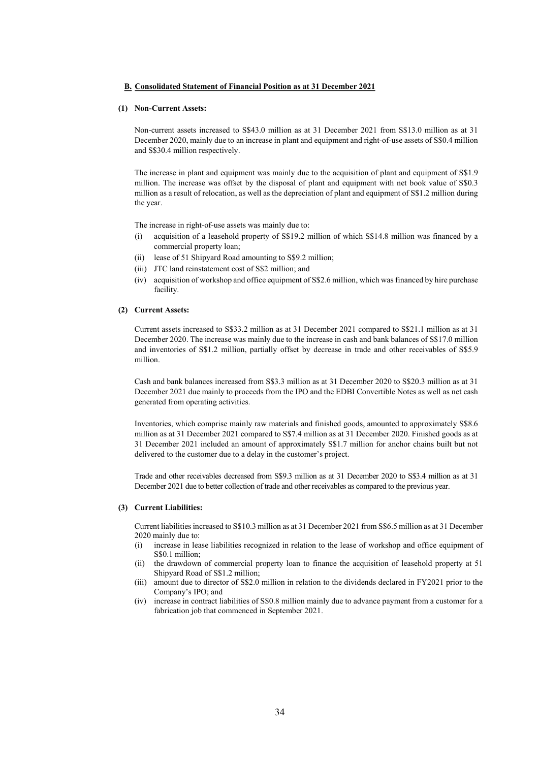## B. Consolidated Statement of Financial Position as at 31 December 2021

### (1) Non-Current Assets:

Non-current assets increased to S$43.0 million as at 31 December 2021 from S$13.0 million as at 31 December 2020, mainly due to an increase in plant and equipment and right-of-use assets of S$0.4 million and S$30.4 million respectively.

The increase in plant and equipment was mainly due to the acquisition of plant and equipment of S$1.9 million. The increase was offset by the disposal of plant and equipment with net book value of S$0.3 million as a result of relocation, as well as the depreciation of plant and equipment of S$1.2 million during the year.

The increase in right-of-use assets was mainly due to:

(i) acquisition of a leasehold property of S$19.2 million of which S$14.8 million was financed by a commercial property loan;
(ii) lease of 51 Shipyard Road amounting to S$9.2 million;
(iii) JTC land reinstatement cost of S$2 million; and
(iv) acquisition of workshop and office equipment of S$2.6 million, which was financed by hire purchase facility.

### (2) Current Assets:

Current assets increased to S$33.2 million as at 31 December 2021 compared to S$21.1 million as at 31 December 2020. The increase was mainly due to the increase in cash and bank balances of S$17.0 million and inventories of S$1.2 million, partially offset by decrease in trade and other receivables of S$5.9 million.

Cash and bank balances increased from S$3.3 million as at 31 December 2020 to S$20.3 million as at 31 December 2021 due mainly to proceeds from the IPO and the EDBI Convertible Notes as well as net cash generated from operating activities.

Inventories, which comprise mainly raw materials and finished goods, amounted to approximately S$8.6 million as at 31 December 2021 compared to S$7.4 million as at 31 December 2020. Finished goods as at 31 December 2021 included an amount of approximately S$1.7 million for anchor chains built but not delivered to the customer due to a delay in the customer's project.

Trade and other receivables decreased from S$9.3 million as at 31 December 2020 to S$3.4 million as at 31 December 2021 due to better collection of trade and other receivables as compared to the previous year.

### (3) Current Liabilities:

Current liabilities increased to S$10.3 million as at 31 December 2021 from S$6.5 million as at 31 December 2020 mainly due to:

(i) increase in lease liabilities recognized in relation to the lease of workshop and office equipment of S$0.1 million;
(ii) the drawdown of commercial property loan to finance the acquisition of leasehold property at 51 Shipyard Road of S$1.2 million;
(iii) amount due to director of S$2.0 million in relation to the dividends declared in FY2021 prior to the Company's IPO; and
(iv) increase in contract liabilities of S$0.8 million mainly due to advance payment from a customer for a fabrication job that commenced in September 2021.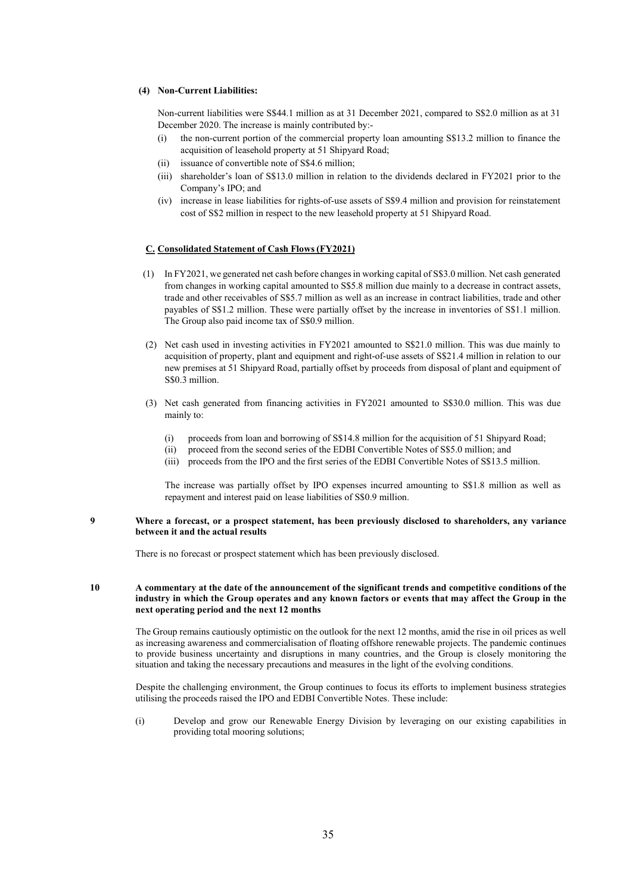**(4) Non-Current Liabilities:**

Non-current liabilities were S$44.1 million as at 31 December 2021, compared to S$2.0 million as at 31 December 2020. The increase is mainly contributed by:-

(i) the non-current portion of the commercial property loan amounting S$13.2 million to finance the acquisition of leasehold property at 51 Shipyard Road;
(ii) issuance of convertible note of S$4.6 million;
(iii) shareholder's loan of S$13.0 million in relation to the dividends declared in FY2021 prior to the Company's IPO; and
(iv) increase in lease liabilities for rights-of-use assets of S$9.4 million and provision for reinstatement cost of S$2 million in respect to the new leasehold property at 51 Shipyard Road.

**C. Consolidated Statement of Cash Flows (FY2021)**

(1) In FY2021, we generated net cash before changes in working capital of S$3.0 million. Net cash generated from changes in working capital amounted to S$5.8 million due mainly to a decrease in contract assets, trade and other receivables of S$5.7 million as well as an increase in contract liabilities, trade and other payables of S$1.2 million. These were partially offset by the increase in inventories of S$1.1 million. The Group also paid income tax of S$0.9 million.

(2) Net cash used in investing activities in FY2021 amounted to S$21.0 million. This was due mainly to acquisition of property, plant and equipment and right-of-use assets of S$21.4 million in relation to our new premises at 51 Shipyard Road, partially offset by proceeds from disposal of plant and equipment of S$0.3 million.

(3) Net cash generated from financing activities in FY2021 amounted to S$30.0 million. This was due mainly to:

(i) proceeds from loan and borrowing of S$14.8 million for the acquisition of 51 Shipyard Road;
(ii) proceed from the second series of the EDBI Convertible Notes of S$5.0 million; and
(iii) proceeds from the IPO and the first series of the EDBI Convertible Notes of S$13.5 million.

The increase was partially offset by IPO expenses incurred amounting to S$1.8 million as well as repayment and interest paid on lease liabilities of S$0.9 million.

**9 Where a forecast, or a prospect statement, has been previously disclosed to shareholders, any variance between it and the actual results**

There is no forecast or prospect statement which has been previously disclosed.

**10 A commentary at the date of the announcement of the significant trends and competitive conditions of the industry in which the Group operates and any known factors or events that may affect the Group in the next operating period and the next 12 months**

The Group remains cautiously optimistic on the outlook for the next 12 months, amid the rise in oil prices as well as increasing awareness and commercialisation of floating offshore renewable projects. The pandemic continues to provide business uncertainty and disruptions in many countries, and the Group is closely monitoring the situation and taking the necessary precautions and measures in the light of the evolving conditions.

Despite the challenging environment, the Group continues to focus its efforts to implement business strategies utilising the proceeds raised the IPO and EDBI Convertible Notes. These include:

(i) Develop and grow our Renewable Energy Division by leveraging on our existing capabilities in providing total mooring solutions;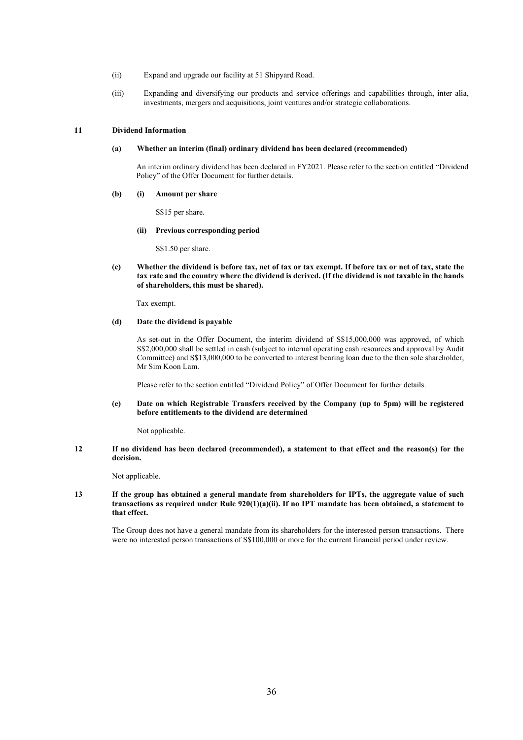(ii) Expand and upgrade our facility at 51 Shipyard Road.

(iii) Expanding and diversifying our products and service offerings and capabilities through, inter alia, investments, mergers and acquisitions, joint ventures and/or strategic collaborations.

## 11 Dividend Information

### (a) Whether an interim (final) ordinary dividend has been declared (recommended)

An interim ordinary dividend has been declared in FY2021. Please refer to the section entitled "Dividend Policy" of the Offer Document for further details.

### (b) (i) Amount per share

S$15 per share.

### (ii) Previous corresponding period

S$1.50 per share.

### (c) Whether the dividend is before tax, net of tax or tax exempt. If before tax or net of tax, state the tax rate and the country where the dividend is derived. (If the dividend is not taxable in the hands of shareholders, this must be shared).

Tax exempt.

### (d) Date the dividend is payable

As set-out in the Offer Document, the interim dividend of S$15,000,000 was approved, of which S$2,000,000 shall be settled in cash (subject to internal operating cash resources and approval by Audit Committee) and S$13,000,000 to be converted to interest bearing loan due to the then sole shareholder, Mr Sim Koon Lam.

Please refer to the section entitled "Dividend Policy" of Offer Document for further details.

### (e) Date on which Registrable Transfers received by the Company (up to 5pm) will be registered before entitlements to the dividend are determined

Not applicable.

## 12 If no dividend has been declared (recommended), a statement to that effect and the reason(s) for the decision.

Not applicable.

## 13 If the group has obtained a general mandate from shareholders for IPTs, the aggregate value of such transactions as required under Rule 920(1)(a)(ii). If no IPT mandate has been obtained, a statement to that effect.

The Group does not have a general mandate from its shareholders for the interested person transactions. There were no interested person transactions of S$100,000 or more for the current financial period under review.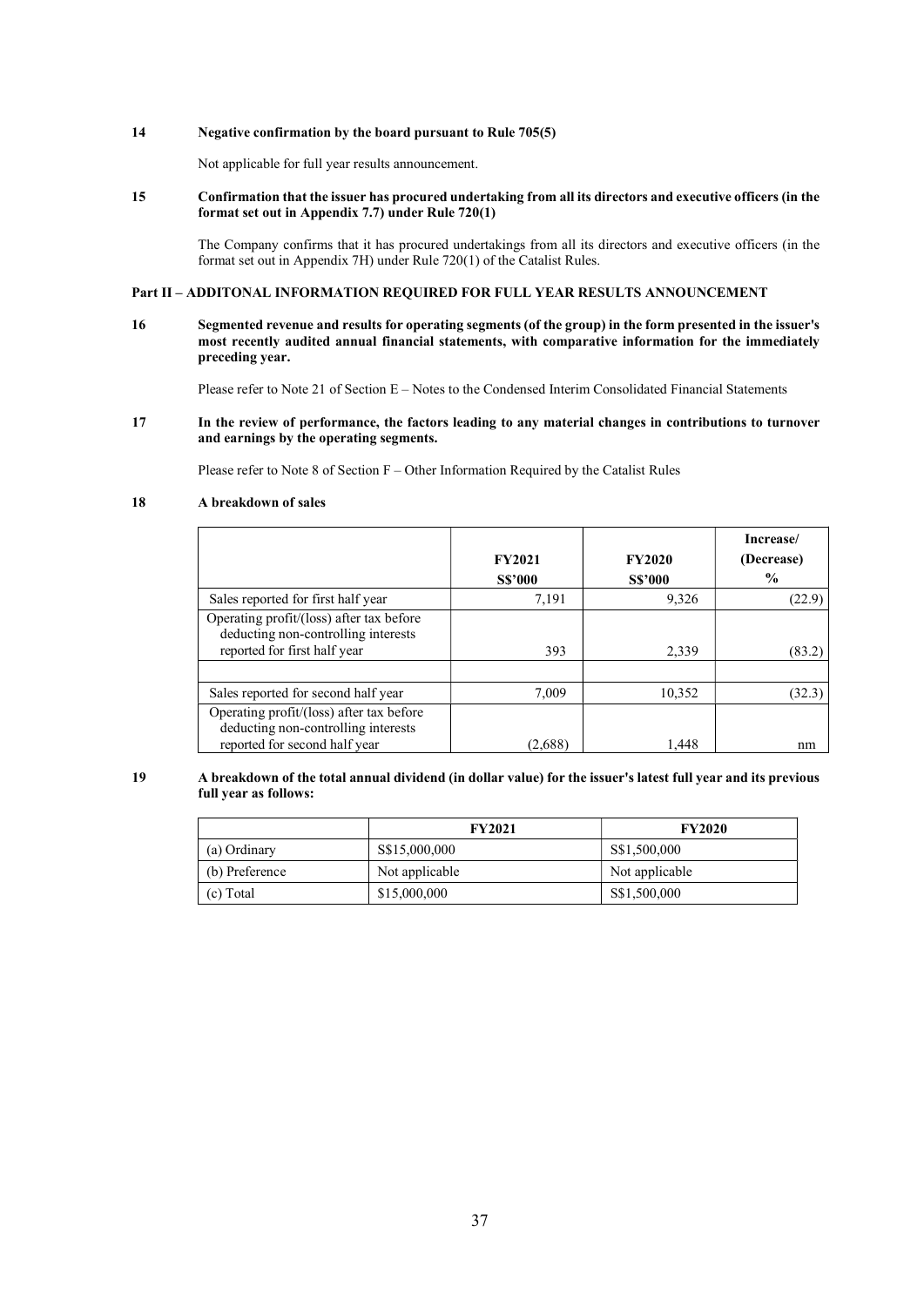**14 Negative confirmation by the board pursuant to Rule 705(5)**

Not applicable for full year results announcement.

**15 Confirmation that the issuer has procured undertaking from all its directors and executive officers (in the format set out in Appendix 7.7) under Rule 720(1)**

The Company confirms that it has procured undertakings from all its directors and executive officers (in the format set out in Appendix 7H) under Rule 720(1) of the Catalist Rules.

**Part II – ADDITONAL INFORMATION REQUIRED FOR FULL YEAR RESULTS ANNOUNCEMENT**

**16 Segmented revenue and results for operating segments (of the group) in the form presented in the issuer's most recently audited annual financial statements, with comparative information for the immediately preceding year.**

Please refer to Note 21 of Section E – Notes to the Condensed Interim Consolidated Financial Statements

**17 In the review of performance, the factors leading to any material changes in contributions to turnover and earnings by the operating segments.**

Please refer to Note 8 of Section F – Other Information Required by the Catalist Rules

**18 A breakdown of sales**

| | FY2021 S$'000 | FY2020 S$'000 | Increase/ (Decrease) % |
|---|---|---|---|
| Sales reported for first half year | 7,191 | 9,326 | (22.9) |
| Operating profit/(loss) after tax before deducting non-controlling interests reported for first half year | 393 | 2,339 | (83.2) |
| | | | |
| Sales reported for second half year | 7,009 | 10,352 | (32.3) |
| Operating profit/(loss) after tax before deducting non-controlling interests reported for second half year | (2,688) | 1,448 | nm |

**19 A breakdown of the total annual dividend (in dollar value) for the issuer's latest full year and its previous full year as follows:**

| | FY2021 | FY2020 |
|---|---|---|
| (a) Ordinary | S$15,000,000 | S$1,500,000 |
| (b) Preference | Not applicable | Not applicable |
| (c) Total | $15,000,000 | S$1,500,000 |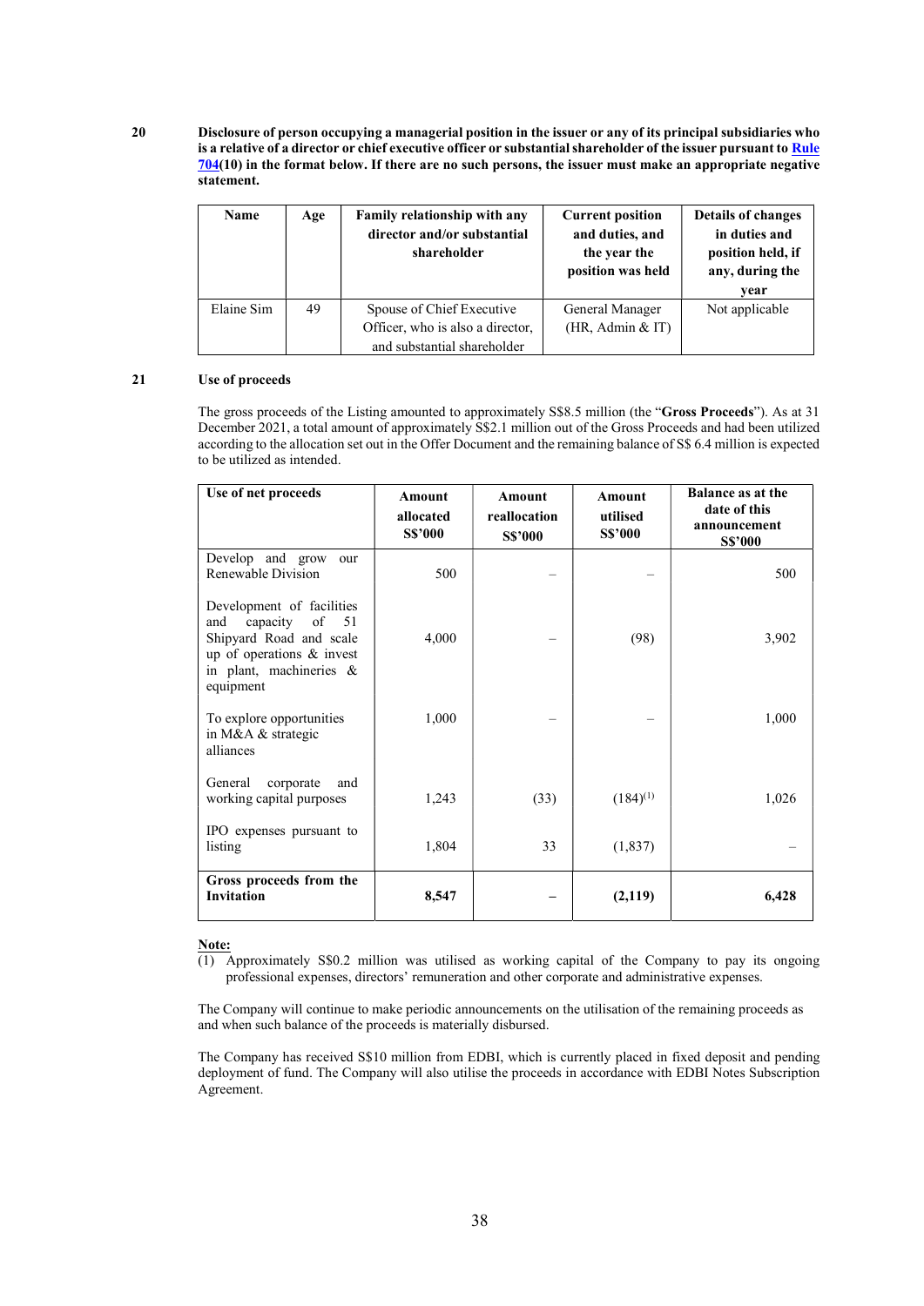**20 Disclosure of person occupying a managerial position in the issuer or any of its principal subsidiaries who is a relative of a director or chief executive officer or substantial shareholder of the issuer pursuant to Rule 704(10) in the format below. If there are no such persons, the issuer must make an appropriate negative statement.**

| Name | Age | Family relationship with any director and/or substantial shareholder | Current position and duties, and the year the position was held | Details of changes in duties and position held, if any, during the year |
|---|---|---|---|---|
| Elaine Sim | 49 | Spouse of Chief Executive Officer, who is also a director, and substantial shareholder | General Manager (HR, Admin & IT) | Not applicable |

**21 Use of proceeds**

The gross proceeds of the Listing amounted to approximately S$8.5 million (the "**Gross Proceeds**"). As at 31 December 2021, a total amount of approximately S$2.1 million out of the Gross Proceeds and had been utilized according to the allocation set out in the Offer Document and the remaining balance of S$ 6.4 million is expected to be utilized as intended.

| Use of net proceeds | Amount allocated S$'000 | Amount reallocation S$'000 | Amount utilised S$'000 | Balance as at the date of this announcement S$'000 |
|---|---|---|---|---|
| Develop and grow our Renewable Division | 500 | – | – | 500 |
| Development of facilities and capacity of 51 Shipyard Road and scale up of operations & invest in plant, machineries & equipment | 4,000 | – | (98) | 3,902 |
| To explore opportunities in M&A & strategic alliances | 1,000 | – | – | 1,000 |
| General corporate and working capital purposes | 1,243 | (33) | (184)[(1)] | 1,026 |
| IPO expenses pursuant to listing | 1,804 | 33 | (1,837) | – |
| **Gross proceeds from the Invitation** | **8,547** | **–** | **(2,119)** | **6,428** |

**Note:**

(1) Approximately S$0.2 million was utilised as working capital of the Company to pay its ongoing professional expenses, directors' remuneration and other corporate and administrative expenses.

The Company will continue to make periodic announcements on the utilisation of the remaining proceeds as and when such balance of the proceeds is materially disbursed.

The Company has received S$10 million from EDBI, which is currently placed in fixed deposit and pending deployment of fund. The Company will also utilise the proceeds in accordance with EDBI Notes Subscription Agreement.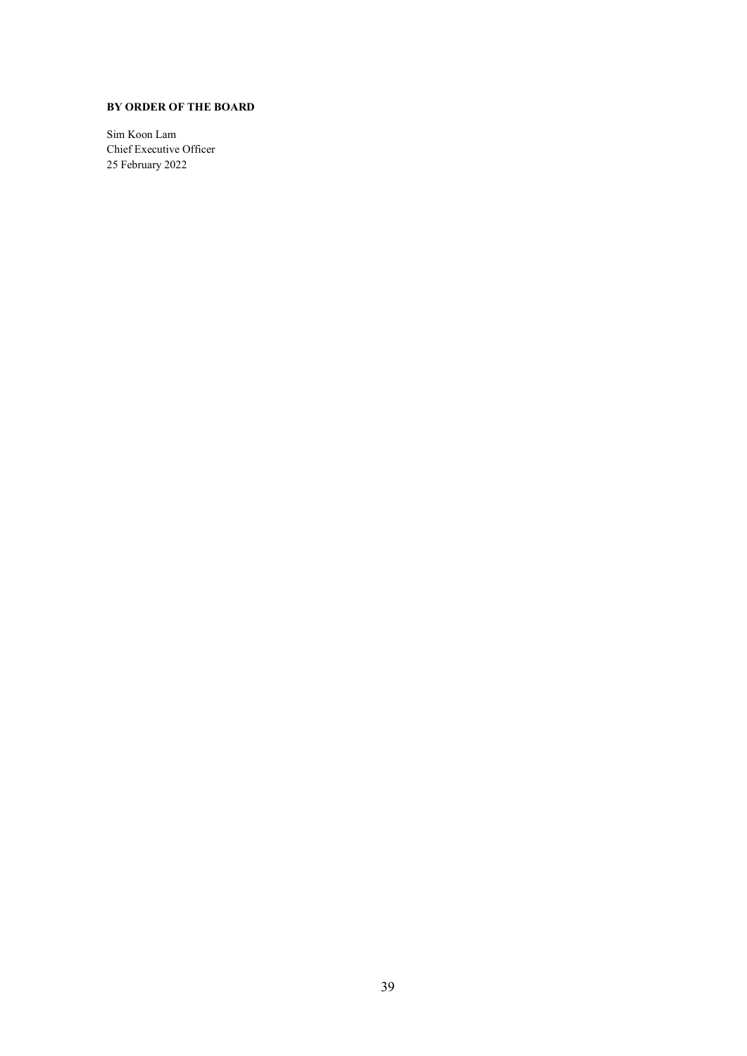**BY ORDER OF THE BOARD**

Sim Koon Lam
Chief Executive Officer
25 February 2022